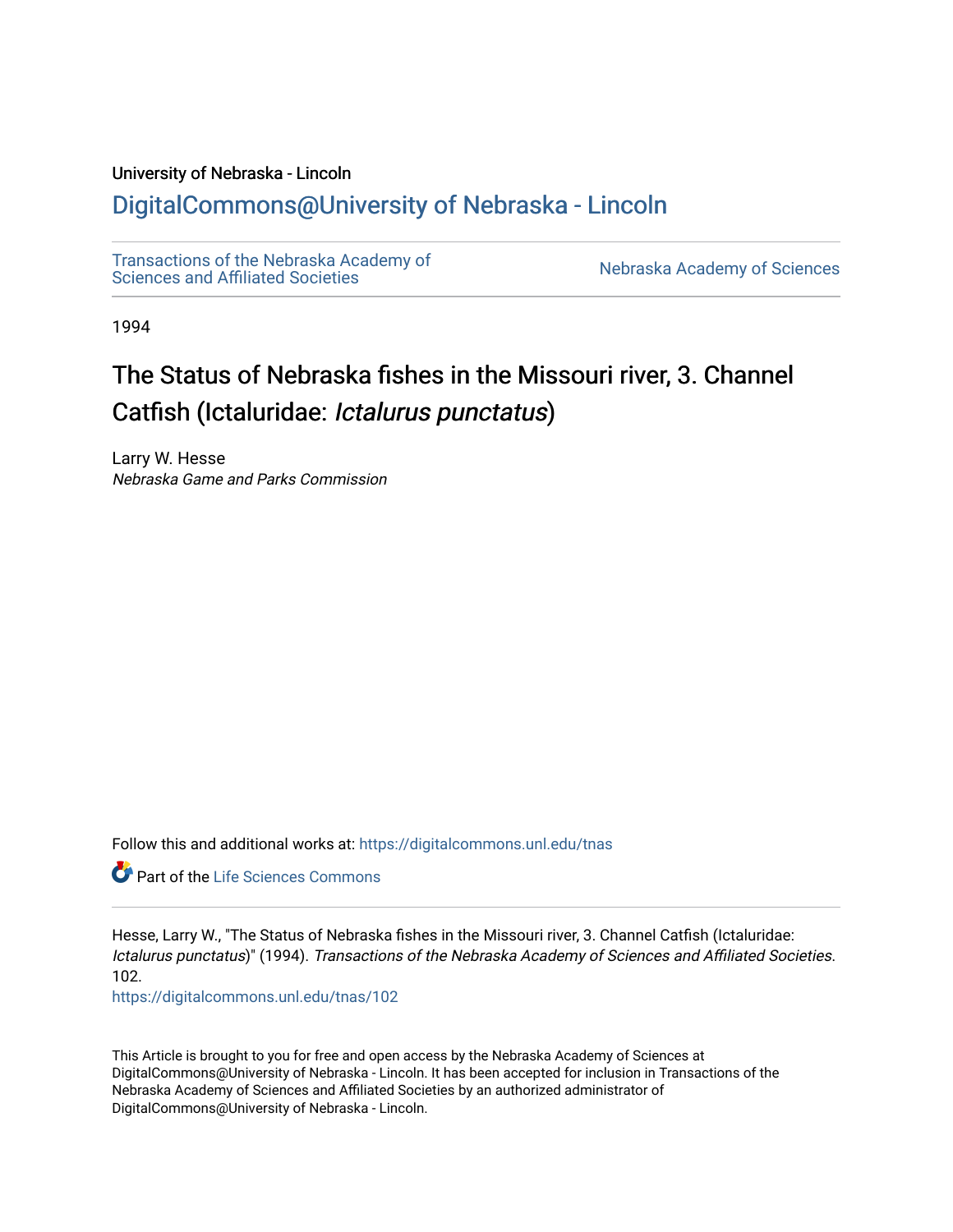University of Nebraska - Lincoln

## DigitalCommons@University of Nebraska - Lincoln

Transactions of the Nebraska Academy of Sciences and Affiliated Societies

Nebraska Academy of Sciences

1994

# The Status of Nebraska fishes in the Missouri river, 3. Channel Catfish (Ictaluridae: *Ictalurus punctatus*)

Larry W. Hesse
*Nebraska Game and Parks Commission*

Follow this and additional works at: https://digitalcommons.unl.edu/tnas

Part of the Life Sciences Commons

Hesse, Larry W., "The Status of Nebraska fishes in the Missouri river, 3. Channel Catfish (Ictaluridae: *Ictalurus punctatus*)" (1994). *Transactions of the Nebraska Academy of Sciences and Affiliated Societies*. 102.
https://digitalcommons.unl.edu/tnas/102

This Article is brought to you for free and open access by the Nebraska Academy of Sciences at DigitalCommons@University of Nebraska - Lincoln. It has been accepted for inclusion in Transactions of the Nebraska Academy of Sciences and Affiliated Societies by an authorized administrator of DigitalCommons@University of Nebraska - Lincoln.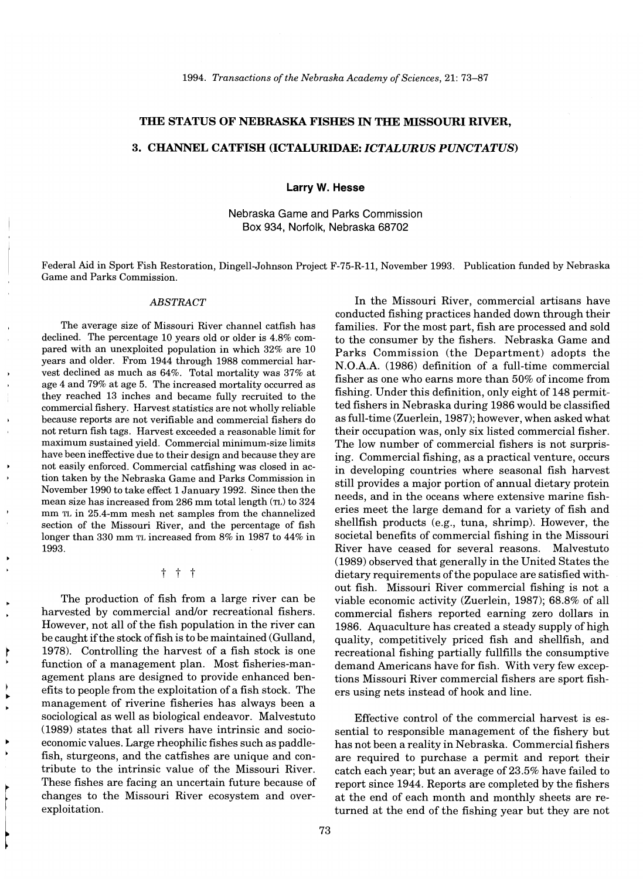# THE STATUS OF NEBRASKA FISHES IN THE MISSOURI RIVER,

# 3. CHANNEL CATFISH (ICTALURIDAE: *ICTALURUS PUNCTATUS*)

**Larry W. Hesse**

Nebraska Game and Parks Commission
Box 934, Norfolk, Nebraska 68702

Federal Aid in Sport Fish Restoration, Dingell-Johnson Project F-75-R-11, November 1993. Publication funded by Nebraska Game and Parks Commission.

## *ABSTRACT*

The average size of Missouri River channel catfish has declined. The percentage 10 years old or older is 4.8% compared with an unexploited population in which 32% are 10 years and older. From 1944 through 1988 commercial harvest declined as much as 64%. Total mortality was 37% at age 4 and 79% at age 5. The increased mortality occurred as they reached 13 inches and became fully recruited to the commercial fishery. Harvest statistics are not wholly reliable because reports are not verifiable and commercial fishers do not return fish tags. Harvest exceeded a reasonable limit for maximum sustained yield. Commercial minimum-size limits have been ineffective due to their design and because they are not easily enforced. Commercial catfishing was closed in action taken by the Nebraska Game and Parks Commission in November 1990 to take effect 1 January 1992. Since then the mean size has increased from 286 mm total length (TL) to 324 mm TL in 25.4-mm mesh net samples from the channelized section of the Missouri River, and the percentage of fish longer than 330 mm TL increased from 8% in 1987 to 44% in 1993.

† † †

The production of fish from a large river can be harvested by commercial and/or recreational fishers. However, not all of the fish population in the river can be caught if the stock of fish is to be maintained (Gulland, 1978). Controlling the harvest of a fish stock is one function of a management plan. Most fisheries-management plans are designed to provide enhanced benefits to people from the exploitation of a fish stock. The management of riverine fisheries has always been a sociological as well as biological endeavor. Malvestuto (1989) states that all rivers have intrinsic and socioeconomic values. Large rheophilic fishes such as paddlefish, sturgeons, and the catfishes are unique and contribute to the intrinsic value of the Missouri River. These fishes are facing an uncertain future because of changes to the Missouri River ecosystem and overexploitation.

In the Missouri River, commercial artisans have conducted fishing practices handed down through their families. For the most part, fish are processed and sold to the consumer by the fishers. Nebraska Game and Parks Commission (the Department) adopts the N.O.A.A. (1986) definition of a full-time commercial fisher as one who earns more than 50% of income from fishing. Under this definition, only eight of 148 permitted fishers in Nebraska during 1986 would be classified as full-time (Zuerlein, 1987); however, when asked what their occupation was, only six listed commercial fisher. The low number of commercial fishers is not surprising. Commercial fishing, as a practical venture, occurs in developing countries where seasonal fish harvest still provides a major portion of annual dietary protein needs, and in the oceans where extensive marine fisheries meet the large demand for a variety of fish and shellfish products (e.g., tuna, shrimp). However, the societal benefits of commercial fishing in the Missouri River have ceased for several reasons. Malvestuto (1989) observed that generally in the United States the dietary requirements of the populace are satisfied without fish. Missouri River commercial fishing is not a viable economic activity (Zuerlein, 1987); 68.8% of all commercial fishers reported earning zero dollars in 1986. Aquaculture has created a steady supply of high quality, competitively priced fish and shellfish, and recreational fishing partially fullfills the consumptive demand Americans have for fish. With very few exceptions Missouri River commercial fishers are sport fishers using nets instead of hook and line.

Effective control of the commercial harvest is essential to responsible management of the fishery but has not been a reality in Nebraska. Commercial fishers are required to purchase a permit and report their catch each year; but an average of 23.5% have failed to report since 1944. Reports are completed by the fishers at the end of each month and monthly sheets are returned at the end of the fishing year but they are not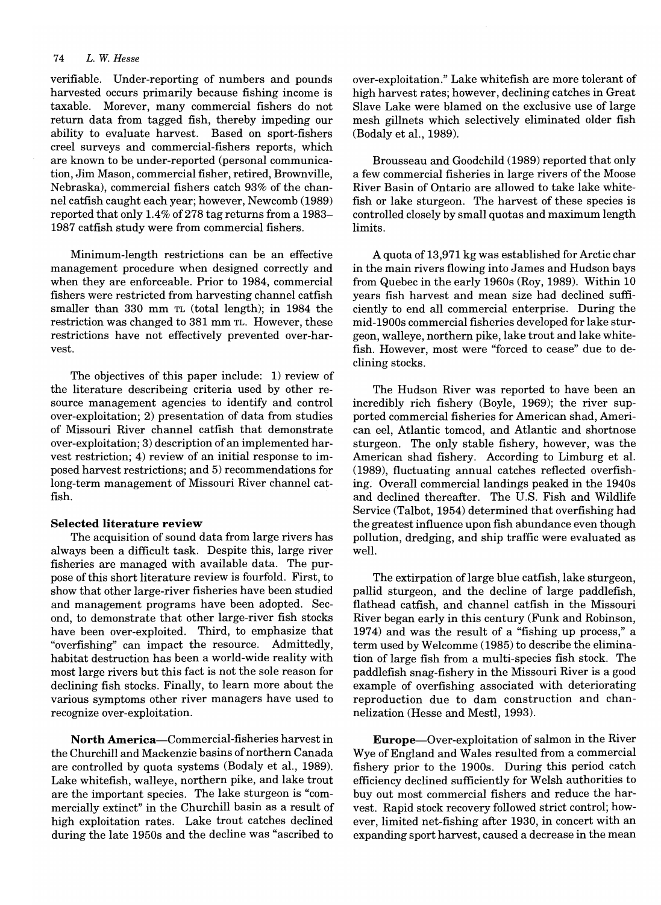verifiable. Under-reporting of numbers and pounds harvested occurs primarily because fishing income is taxable. Morever, many commercial fishers do not return data from tagged fish, thereby impeding our ability to evaluate harvest. Based on sport-fishers creel surveys and commercial-fishers reports, which are known to be under-reported (personal communication, Jim Mason, commercial fisher, retired, Brownville, Nebraska), commercial fishers catch 93% of the channel catfish caught each year; however, Newcomb (1989) reported that only 1.4% of 278 tag returns from a 1983–1987 catfish study were from commercial fishers.

Minimum-length restrictions can be an effective management procedure when designed correctly and when they are enforceable. Prior to 1984, commercial fishers were restricted from harvesting channel catfish smaller than 330 mm TL (total length); in 1984 the restriction was changed to 381 mm TL. However, these restrictions have not effectively prevented over-harvest.

The objectives of this paper include: 1) review of the literature describeing criteria used by other resource management agencies to identify and control over-exploitation; 2) presentation of data from studies of Missouri River channel catfish that demonstrate over-exploitation; 3) description of an implemented harvest restriction; 4) review of an initial response to imposed harvest restrictions; and 5) recommendations for long-term management of Missouri River channel catfish.

## Selected literature review

The acquisition of sound data from large rivers has always been a difficult task. Despite this, large river fisheries are managed with available data. The purpose of this short literature review is fourfold. First, to show that other large-river fisheries have been studied and management programs have been adopted. Second, to demonstrate that other large-river fish stocks have been over-exploited. Third, to emphasize that "overfishing" can impact the resource. Admittedly, habitat destruction has been a world-wide reality with most large rivers but this fact is not the sole reason for declining fish stocks. Finally, to learn more about the various symptoms other river managers have used to recognize over-exploitation.

**North America**—Commercial-fisheries harvest in the Churchill and Mackenzie basins of northern Canada are controlled by quota systems (Bodaly et al., 1989). Lake whitefish, walleye, northern pike, and lake trout are the important species. The lake sturgeon is "commercially extinct" in the Churchill basin as a result of high exploitation rates. Lake trout catches declined during the late 1950s and the decline was "ascribed to over-exploitation." Lake whitefish are more tolerant of high harvest rates; however, declining catches in Great Slave Lake were blamed on the exclusive use of large mesh gillnets which selectively eliminated older fish (Bodaly et al., 1989).

Brousseau and Goodchild (1989) reported that only a few commercial fisheries in large rivers of the Moose River Basin of Ontario are allowed to take lake whitefish or lake sturgeon. The harvest of these species is controlled closely by small quotas and maximum length limits.

A quota of 13,971 kg was established for Arctic char in the main rivers flowing into James and Hudson bays from Quebec in the early 1960s (Roy, 1989). Within 10 years fish harvest and mean size had declined sufficiently to end all commercial enterprise. During the mid-1900s commercial fisheries developed for lake sturgeon, walleye, northern pike, lake trout and lake whitefish. However, most were "forced to cease" due to declining stocks.

The Hudson River was reported to have been an incredibly rich fishery (Boyle, 1969); the river supported commercial fisheries for American shad, American eel, Atlantic tomcod, and Atlantic and shortnose sturgeon. The only stable fishery, however, was the American shad fishery. According to Limburg et al. (1989), fluctuating annual catches reflected overfishing. Overall commercial landings peaked in the 1940s and declined thereafter. The U.S. Fish and Wildlife Service (Talbot, 1954) determined that overfishing had the greatest influence upon fish abundance even though pollution, dredging, and ship traffic were evaluated as well.

The extirpation of large blue catfish, lake sturgeon, pallid sturgeon, and the decline of large paddlefish, flathead catfish, and channel catfish in the Missouri River began early in this century (Funk and Robinson, 1974) and was the result of a "fishing up process," a term used by Welcomme (1985) to describe the elimination of large fish from a multi-species fish stock. The paddlefish snag-fishery in the Missouri River is a good example of overfishing associated with deteriorating reproduction due to dam construction and channelization (Hesse and Mestl, 1993).

**Europe**—Over-exploitation of salmon in the River Wye of England and Wales resulted from a commercial fishery prior to the 1900s. During this period catch efficiency declined sufficiently for Welsh authorities to buy out most commercial fishers and reduce the harvest. Rapid stock recovery followed strict control; however, limited net-fishing after 1930, in concert with an expanding sport harvest, caused a decrease in the mean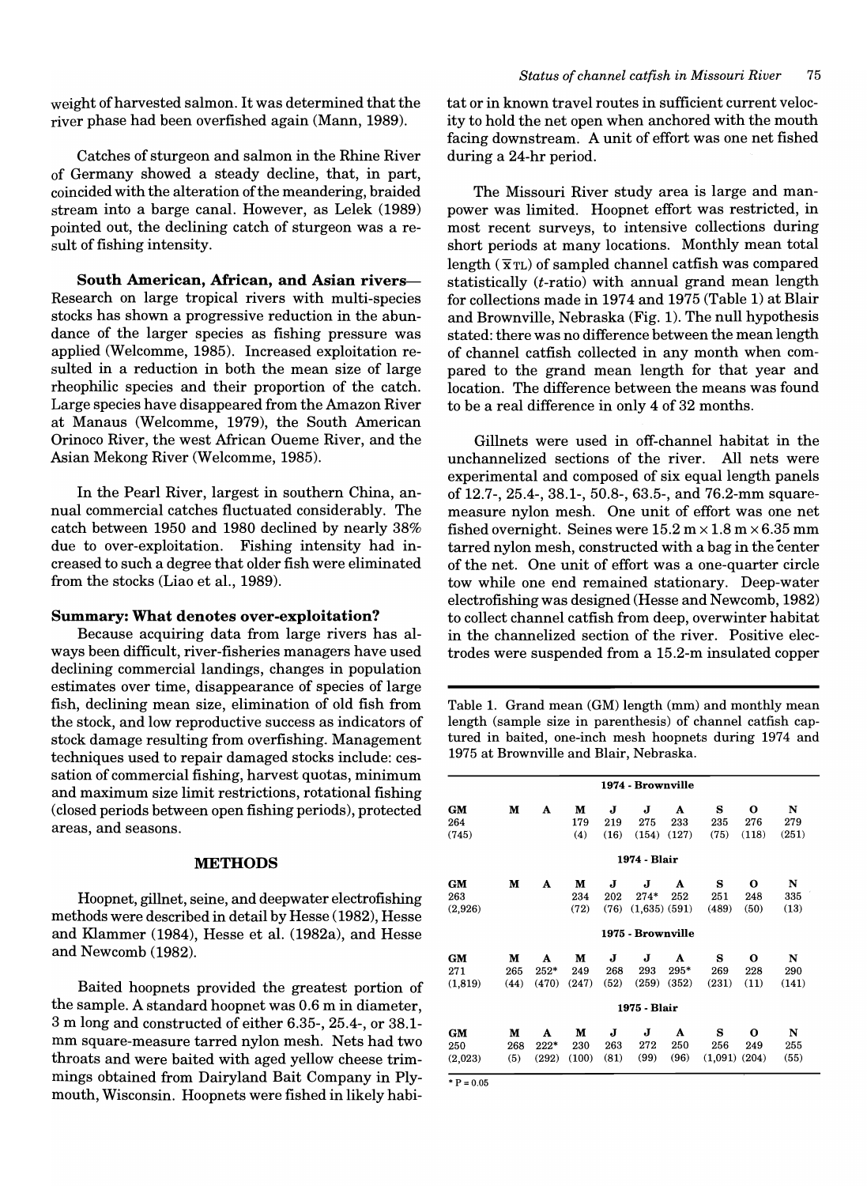weight of harvested salmon. It was determined that the river phase had been overfished again (Mann, 1989).

Catches of sturgeon and salmon in the Rhine River of Germany showed a steady decline, that, in part, coincided with the alteration of the meandering, braided stream into a barge canal. However, as Lelek (1989) pointed out, the declining catch of sturgeon was a result of fishing intensity.

**South American, African, and Asian rivers**— Research on large tropical rivers with multi-species stocks has shown a progressive reduction in the abundance of the larger species as fishing pressure was applied (Welcomme, 1985). Increased exploitation resulted in a reduction in both the mean size of large rheophilic species and their proportion of the catch. Large species have disappeared from the Amazon River at Manaus (Welcomme, 1979), the South American Orinoco River, the west African Oueme River, and the Asian Mekong River (Welcomme, 1985).

In the Pearl River, largest in southern China, annual commercial catches fluctuated considerably. The catch between 1950 and 1980 declined by nearly 38% due to over-exploitation. Fishing intensity had increased to such a degree that older fish were eliminated from the stocks (Liao et al., 1989).

### Summary: What denotes over-exploitation?

Because acquiring data from large rivers has always been difficult, river-fisheries managers have used declining commercial landings, changes in population estimates over time, disappearance of species of large fish, declining mean size, elimination of old fish from the stock, and low reproductive success as indicators of stock damage resulting from overfishing. Management techniques used to repair damaged stocks include: cessation of commercial fishing, harvest quotas, minimum and maximum size limit restrictions, rotational fishing (closed periods between open fishing periods), protected areas, and seasons.

## METHODS

Hoopnet, gillnet, seine, and deepwater electrofishing methods were described in detail by Hesse (1982), Hesse and Klammer (1984), Hesse et al. (1982a), and Hesse and Newcomb (1982).

Baited hoopnets provided the greatest portion of the sample. A standard hoopnet was 0.6 m in diameter, 3 m long and constructed of either 6.35-, 25.4-, or 38.1-mm square-measure tarred nylon mesh. Nets had two throats and were baited with aged yellow cheese trimmings obtained from Dairyland Bait Company in Plymouth, Wisconsin. Hoopnets were fished in likely habitat or in known travel routes in sufficient current velocity to hold the net open when anchored with the mouth facing downstream. A unit of effort was one net fished during a 24-hr period.

The Missouri River study area is large and manpower was limited. Hoopnet effort was restricted, in most recent surveys, to intensive collections during short periods at many locations. Monthly mean total length ($\bar{x}_{TL}$) of sampled channel catfish was compared statistically ($t$-ratio) with annual grand mean length for collections made in 1974 and 1975 (Table 1) at Blair and Brownville, Nebraska (Fig. 1). The null hypothesis stated: there was no difference between the mean length of channel catfish collected in any month when compared to the grand mean length for that year and location. The difference between the means was found to be a real difference in only 4 of 32 months.

Gillnets were used in off-channel habitat in the unchannelized sections of the river. All nets were experimental and composed of six equal length panels of 12.7-, 25.4-, 38.1-, 50.8-, 63.5-, and 76.2-mm square-measure nylon mesh. One unit of effort was one net fished overnight. Seines were 15.2 m × 1.8 m × 6.35 mm tarred nylon mesh, constructed with a bag in the center of the net. One unit of effort was a one-quarter circle tow while one end remained stationary. Deep-water electrofishing was designed (Hesse and Newcomb, 1982) to collect channel catfish from deep, overwinter habitat in the channelized section of the river. Positive electrodes were suspended from a 15.2-m insulated copper

Table 1. Grand mean (GM) length (mm) and monthly mean length (sample size in parenthesis) of channel catfish captured in baited, one-inch mesh hoopnets during 1974 and 1975 at Brownville and Blair, Nebraska.

| GM | M | A | M | J | J | A | S | O | N |
|---|---|---|---|---|---|---|---|---|---|
| **1974 - Brownville** | | | | | | | | | |
| 264 | | | 179 | 219 | 275 | 233 | 235 | 276 | 279 |
| (745) | | | (4) | (16) | (154) | (127) | (75) | (118) | (251) |
| **1974 - Blair** | | | | | | | | | |
| 263 | | | 234 | 202 | 274* | 252 | 251 | 248 | 335 |
| (2,926) | | | (72) | (76) | (1,635) | (591) | (489) | (50) | (13) |
| **1975 - Brownville** | | | | | | | | | |
| 271 | 265 | 252* | 249 | 268 | 293 | 295* | 269 | 228 | 290 |
| (1,819) | (44) | (470) | (247) | (52) | (259) | (352) | (231) | (11) | (141) |
| **1975 - Blair** | | | | | | | | | |
| 250 | 268 | 222* | 230 | 263 | 272 | 250 | 256 | 249 | 255 |
| (2,023) | (5) | (292) | (100) | (81) | (99) | (96) | (1,091) | (204) | (55) |

* P = 0.05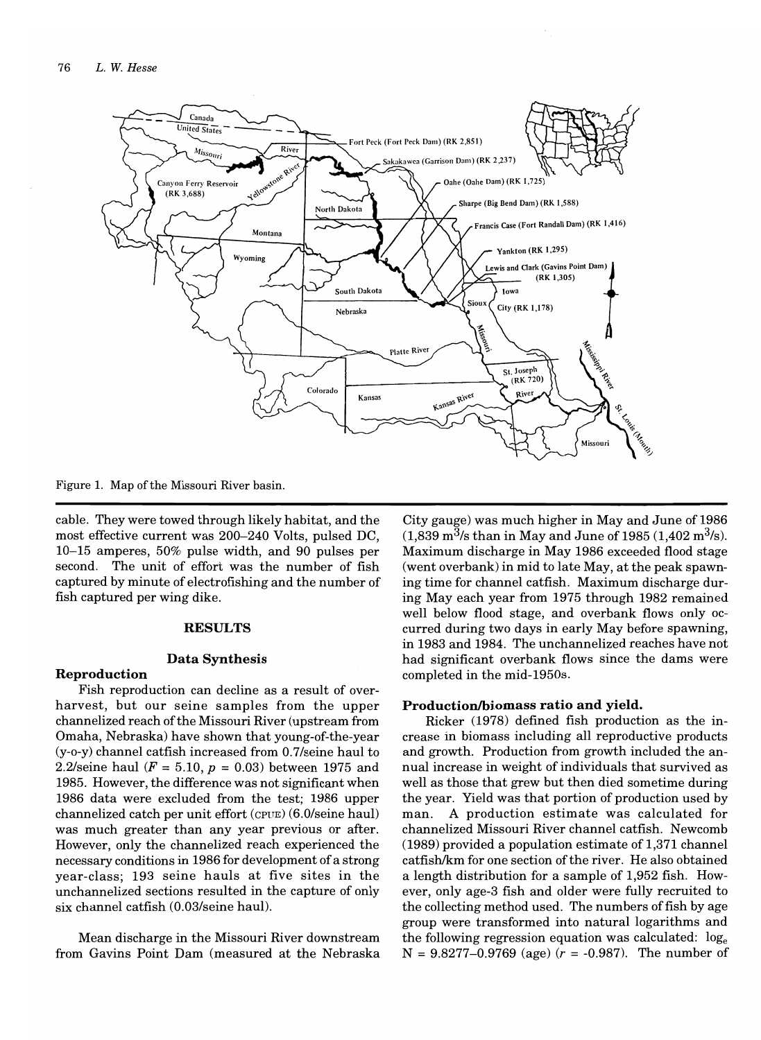Figure 1. Map of the Missouri River basin.

cable. They were towed through likely habitat, and the most effective current was 200–240 Volts, pulsed DC, 10–15 amperes, 50% pulse width, and 90 pulses per second. The unit of effort was the number of fish captured by minute of electrofishing and the number of fish captured per wing dike.

## RESULTS

### Data Synthesis

#### Reproduction

Fish reproduction can decline as a result of overharvest, but our seine samples from the upper channelized reach of the Missouri River (upstream from Omaha, Nebraska) have shown that young-of-the-year (y-o-y) channel catfish increased from 0.7/seine haul to 2.2/seine haul ($F = 5.10$, $p = 0.03$) between 1975 and 1985. However, the difference was not significant when 1986 data were excluded from the test; 1986 upper channelized catch per unit effort (CPUE) (6.0/seine haul) was much greater than any year previous or after. However, only the channelized reach experienced the necessary conditions in 1986 for development of a strong year-class; 193 seine hauls at five sites in the unchannelized sections resulted in the capture of only six channel catfish (0.03/seine haul).

Mean discharge in the Missouri River downstream from Gavins Point Dam (measured at the Nebraska City gauge) was much higher in May and June of 1986 (1,839 $m^3/s$ than in May and June of 1985 (1,402 $m^3/s$). Maximum discharge in May 1986 exceeded flood stage (went overbank) in mid to late May, at the peak spawning time for channel catfish. Maximum discharge during May each year from 1975 through 1982 remained well below flood stage, and overbank flows only occurred during two days in early May before spawning, in 1983 and 1984. The unchannelized reaches have not had significant overbank flows since the dams were completed in the mid-1950s.

#### Production/biomass ratio and yield.

Ricker (1978) defined fish production as the increase in biomass including all reproductive products and growth. Production from growth included the annual increase in weight of individuals that survived as well as those that grew but then died sometime during the year. Yield was that portion of production used by man. A production estimate was calculated for channelized Missouri River channel catfish. Newcomb (1989) provided a population estimate of 1,371 channel catfish/km for one section of the river. He also obtained a length distribution for a sample of 1,952 fish. However, only age-3 fish and older were fully recruited to the collecting method used. The numbers of fish by age group were transformed into natural logarithms and the following regression equation was calculated: $\log_e N = 9.8277 – 0.9769$ (age) ($r = -0.987$). The number of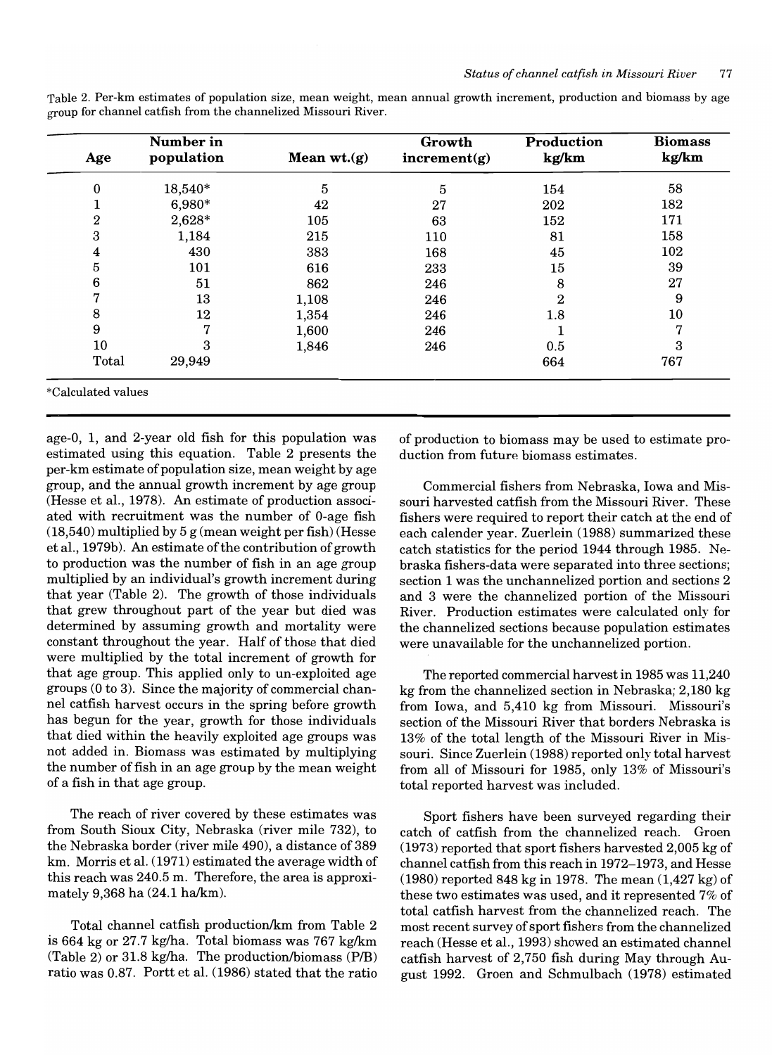Table 2. Per-km estimates of population size, mean weight, mean annual growth increment, production and biomass by age group for channel catfish from the channelized Missouri River.

| Age | Number in population | Mean wt.(g) | Growth increment(g) | Production kg/km | Biomass kg/km |
|---|---|---|---|---|---|
| 0 | 18,540* | 5 | 5 | 154 | 58 |
| 1 | 6,980* | 42 | 27 | 202 | 182 |
| 2 | 2,628* | 105 | 63 | 152 | 171 |
| 3 | 1,184 | 215 | 110 | 81 | 158 |
| 4 | 430 | 383 | 168 | 45 | 102 |
| 5 | 101 | 616 | 233 | 15 | 39 |
| 6 | 51 | 862 | 246 | 8 | 27 |
| 7 | 13 | 1,108 | 246 | 2 | 9 |
| 8 | 12 | 1,354 | 246 | 1.8 | 10 |
| 9 | 7 | 1,600 | 246 | 1 | 7 |
| 10 | 3 | 1,846 | 246 | 0.5 | 3 |
| Total | 29,949 | | | 664 | 767 |

*Calculated values

age-0, 1, and 2-year old fish for this population was estimated using this equation. Table 2 presents the per-km estimate of population size, mean weight by age group, and the annual growth increment by age group (Hesse et al., 1978). An estimate of production associated with recruitment was the number of 0-age fish (18,540) multiplied by 5 g (mean weight per fish) (Hesse et al., 1979b). An estimate of the contribution of growth to production was the number of fish in an age group multiplied by an individual's growth increment during that year (Table 2). The growth of those individuals that grew throughout part of the year but died was determined by assuming growth and mortality were constant throughout the year. Half of those that died were multiplied by the total increment of growth for that age group. This applied only to un-exploited age groups (0 to 3). Since the majority of commercial channel catfish harvest occurs in the spring before growth has begun for the year, growth for those individuals that died within the heavily exploited age groups was not added in. Biomass was estimated by multiplying the number of fish in an age group by the mean weight of a fish in that age group.

The reach of river covered by these estimates was from South Sioux City, Nebraska (river mile 732), to the Nebraska border (river mile 490), a distance of 389 km. Morris et al. (1971) estimated the average width of this reach was 240.5 m. Therefore, the area is approximately 9,368 ha (24.1 ha/km).

Total channel catfish production/km from Table 2 is 664 kg or 27.7 kg/ha. Total biomass was 767 kg/km (Table 2) or 31.8 kg/ha. The production/biomass (P/B) ratio was 0.87. Portt et al. (1986) stated that the ratio of production to biomass may be used to estimate production from future biomass estimates.

Commercial fishers from Nebraska, Iowa and Missouri harvested catfish from the Missouri River. These fishers were required to report their catch at the end of each calender year. Zuerlein (1988) summarized these catch statistics for the period 1944 through 1985. Nebraska fishers-data were separated into three sections; section 1 was the unchannelized portion and sections 2 and 3 were the channelized portion of the Missouri River. Production estimates were calculated only for the channelized sections because population estimates were unavailable for the unchannelized portion.

The reported commercial harvest in 1985 was 11,240 kg from the channelized section in Nebraska; 2,180 kg from Iowa, and 5,410 kg from Missouri. Missouri's section of the Missouri River that borders Nebraska is 13% of the total length of the Missouri River in Missouri. Since Zuerlein (1988) reported only total harvest from all of Missouri for 1985, only 13% of Missouri's total reported harvest was included.

Sport fishers have been surveyed regarding their catch of catfish from the channelized reach. Groen (1973) reported that sport fishers harvested 2,005 kg of channel catfish from this reach in 1972–1973, and Hesse (1980) reported 848 kg in 1978. The mean (1,427 kg) of these two estimates was used, and it represented 7% of total catfish harvest from the channelized reach. The most recent survey of sport fishers from the channelized reach (Hesse et al., 1993) showed an estimated channel catfish harvest of 2,750 fish during May through August 1992. Groen and Schmulbach (1978) estimated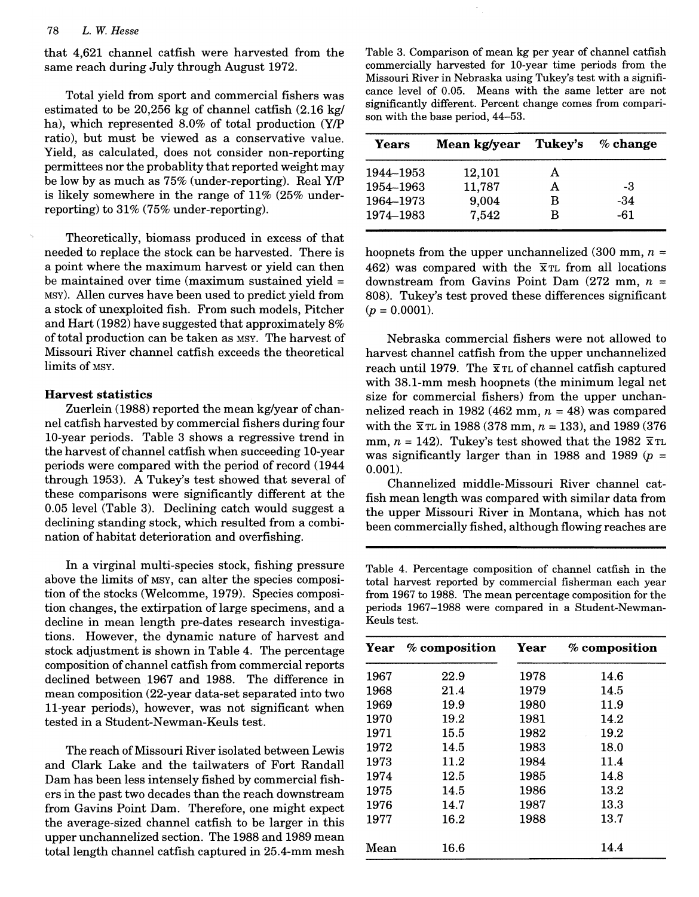that 4,621 channel catfish were harvested from the same reach during July through August 1972.

Total yield from sport and commercial fishers was estimated to be 20,256 kg of channel catfish (2.16 kg/ha), which represented 8.0% of total production (Y/P ratio), but must be viewed as a conservative value. Yield, as calculated, does not consider non-reporting permittees nor the probablity that reported weight may be low by as much as 75% (under-reporting). Real Y/P is likely somewhere in the range of 11% (25% under-reporting) to 31% (75% under-reporting).

Theoretically, biomass produced in excess of that needed to replace the stock can be harvested. There is a point where the maximum harvest or yield can then be maintained over time (maximum sustained yield = MSY). Allen curves have been used to predict yield from a stock of unexploited fish. From such models, Pitcher and Hart (1982) have suggested that approximately 8% of total production can be taken as MSY. The harvest of Missouri River channel catfish exceeds the theoretical limits of MSY.

### Harvest statistics

Zuerlein (1988) reported the mean kg/year of channel catfish harvested by commercial fishers during four 10-year periods. Table 3 shows a regressive trend in the harvest of channel catfish when succeeding 10-year periods were compared with the period of record (1944 through 1953). A Tukey's test showed that several of these comparisons were significantly different at the 0.05 level (Table 3). Declining catch would suggest a declining standing stock, which resulted from a combination of habitat deterioration and overfishing.

In a virginal multi-species stock, fishing pressure above the limits of MSY, can alter the species composition of the stocks (Welcomme, 1979). Species composition changes, the extirpation of large specimens, and a decline in mean length pre-dates research investigations. However, the dynamic nature of harvest and stock adjustment is shown in Table 4. The percentage composition of channel catfish from commercial reports declined between 1967 and 1988. The difference in mean composition (22-year data-set separated into two 11-year periods), however, was not significant when tested in a Student-Newman-Keuls test.

The reach of Missouri River isolated between Lewis and Clark Lake and the tailwaters of Fort Randall Dam has been less intensely fished by commercial fishers in the past two decades than the reach downstream from Gavins Point Dam. Therefore, one might expect the average-sized channel catfish to be larger in this upper unchannelized section. The 1988 and 1989 mean total length channel catfish captured in 25.4-mm mesh hoopnets from the upper unchannelized (300 mm, $n$ = 462) was compared with the $\bar{x}_{TL}$ from all locations downstream from Gavins Point Dam (272 mm, $n$ = 808). Tukey's test proved these differences significant ($p$ = 0.0001).

Nebraska commercial fishers were not allowed to harvest channel catfish from the upper unchannelized reach until 1979. The $\bar{x}_{TL}$ of channel catfish captured with 38.1-mm mesh hoopnets (the minimum legal net size for commercial fishers) from the upper unchannelized reach in 1982 (462 mm, $n$ = 48) was compared with the $\bar{x}_{TL}$ in 1988 (378 mm, $n$ = 133), and 1989 (376 mm, $n$ = 142). Tukey's test showed that the 1982 $\bar{x}_{TL}$ was significantly larger than in 1988 and 1989 ($p$ = 0.001).

Channelized middle-Missouri River channel catfish mean length was compared with similar data from the upper Missouri River in Montana, which has not been commercially fished, although flowing reaches are

Table 3. Comparison of mean kg per year of channel catfish commercially harvested for 10-year time periods from the Missouri River in Nebraska using Tukey's test with a significance level of 0.05. Means with the same letter are not significantly different. Percent change comes from comparison with the base period, 44–53.

| Years | Mean kg/year | Tukey's | % change |
|---|---|---|---|
| 1944–1953 | 12,101 | A | |
| 1954–1963 | 11,787 | A | -3 |
| 1964–1973 | 9,004 | B | -34 |
| 1974–1983 | 7,542 | B | -61 |

Table 4. Percentage composition of channel catfish in the total harvest reported by commercial fisherman each year from 1967 to 1988. The mean percentage composition for the periods 1967–1988 were compared in a Student-Newman-Keuls test.

| Year | % composition | Year | % composition |
|---|---|---|---|
| 1967 | 22.9 | 1978 | 14.6 |
| 1968 | 21.4 | 1979 | 14.5 |
| 1969 | 19.9 | 1980 | 11.9 |
| 1970 | 19.2 | 1981 | 14.2 |
| 1971 | 15.5 | 1982 | 19.2 |
| 1972 | 14.5 | 1983 | 18.0 |
| 1973 | 11.2 | 1984 | 11.4 |
| 1974 | 12.5 | 1985 | 14.8 |
| 1975 | 14.5 | 1986 | 13.2 |
| 1976 | 14.7 | 1987 | 13.3 |
| 1977 | 16.2 | 1988 | 13.7 |
| Mean | 16.6 | | 14.4 |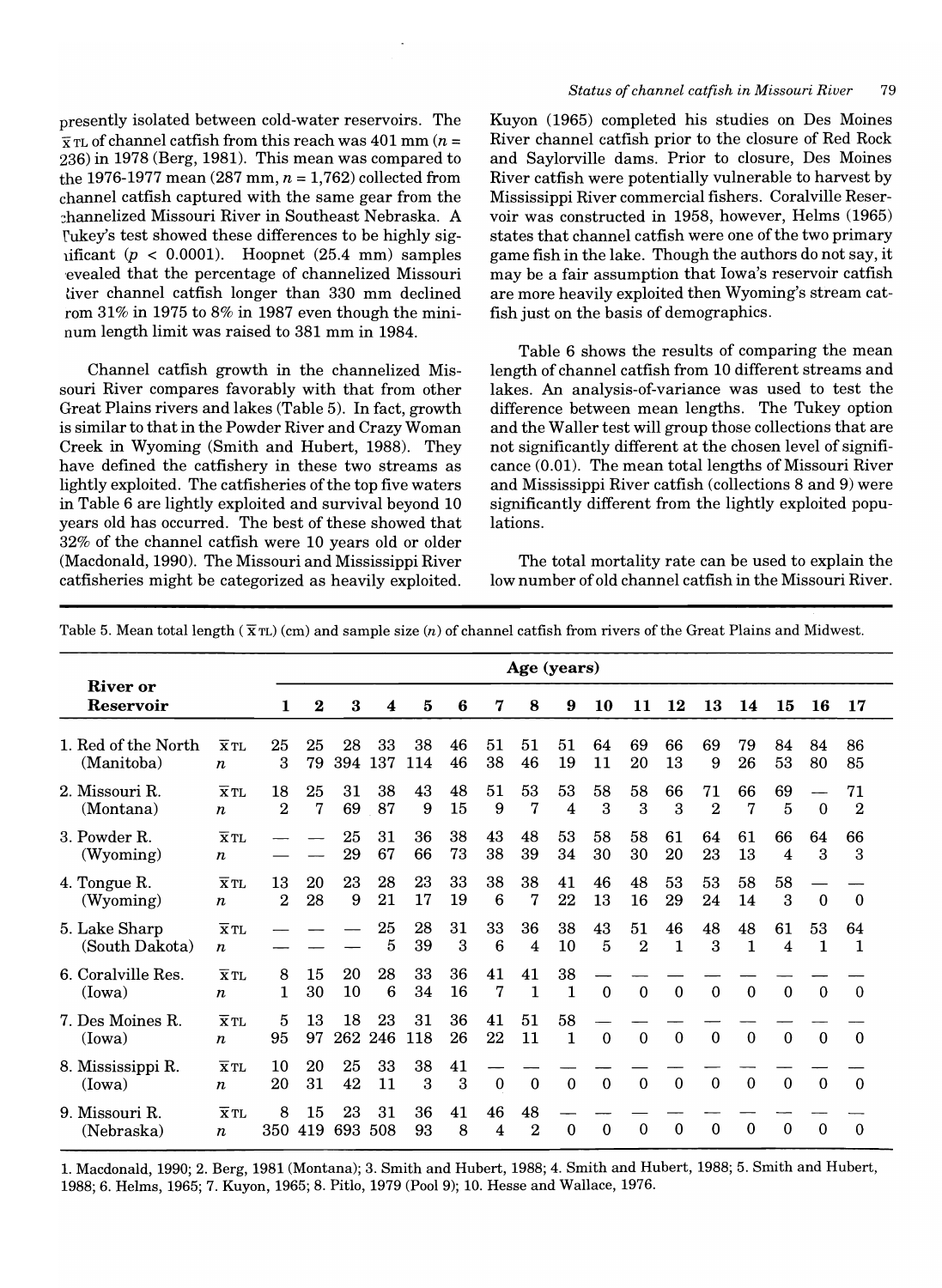presently isolated between cold-water reservoirs. The $\bar{x}$ TL of channel catfish from this reach was 401 mm ($n$ = 236) in 1978 (Berg, 1981). This mean was compared to the 1976-1977 mean (287 mm, $n$ = 1,762) collected from channel catfish captured with the same gear from the channelized Missouri River in Southeast Nebraska. A Tukey's test showed these differences to be highly significant ($p < 0.0001$). Hoopnet (25.4 mm) samples revealed that the percentage of channelized Missouri River channel catfish longer than 330 mm declined from 31% in 1975 to 8% in 1987 even though the minimum length limit was raised to 381 mm in 1984.

Channel catfish growth in the channelized Missouri River compares favorably with that from other Great Plains rivers and lakes (Table 5). In fact, growth is similar to that in the Powder River and Crazy Woman Creek in Wyoming (Smith and Hubert, 1988). They have defined the catfishery in these two streams as lightly exploited. The catfisheries of the top five waters in Table 6 are lightly exploited and survival beyond 10 years old has occurred. The best of these showed that 32% of the channel catfish were 10 years old or older (Macdonald, 1990). The Missouri and Mississippi River catfisheries might be categorized as heavily exploited. Kuyon (1965) completed his studies on Des Moines River channel catfish prior to the closure of Red Rock and Saylorville dams. Prior to closure, Des Moines River catfish were potentially vulnerable to harvest by Mississippi River commercial fishers. Coralville Reservoir was constructed in 1958, however, Helms (1965) states that channel catfish were one of the two primary game fish in the lake. Though the authors do not say, it may be a fair assumption that Iowa's reservoir catfish are more heavily exploited then Wyoming's stream catfish just on the basis of demographics.

Table 6 shows the results of comparing the mean length of channel catfish from 10 different streams and lakes. An analysis-of-variance was used to test the difference between mean lengths. The Tukey option and the Waller test will group those collections that are not significantly different at the chosen level of significance (0.01). The mean total lengths of Missouri River and Mississippi River catfish (collections 8 and 9) were significantly different from the lightly exploited populations.

The total mortality rate can be used to explain the low number of old channel catfish in the Missouri River.

Table 5. Mean total length ($\bar{x}$ TL) (cm) and sample size ($n$) of channel catfish from rivers of the Great Plains and Midwest.

| River or Reservoir | | Age (years) | | | | | | | | | | | | | | | | |
|---|---|---|---|---|---|---|---|---|---|---|---|---|---|---|---|---|---|---|
| | | 1 | 2 | 3 | 4 | 5 | 6 | 7 | 8 | 9 | 10 | 11 | 12 | 13 | 14 | 15 | 16 | 17 |
| 1. Red of the North | $\bar{x}$ TL | 25 | 25 | 28 | 33 | 38 | 46 | 51 | 51 | 51 | 64 | 69 | 66 | 69 | 79 | 84 | 84 | 86 |
| (Manitoba) | $n$ | 3 | 79 | 394 | 137 | 114 | 46 | 38 | 46 | 19 | 11 | 20 | 13 | 9 | 26 | 53 | 80 | 85 |
| 2. Missouri R. | $\bar{x}$ TL | 18 | 25 | 31 | 38 | 43 | 48 | 51 | 53 | 53 | 58 | 58 | 66 | 71 | 66 | 69 | — | 71 |
| (Montana) | $n$ | 2 | 7 | 69 | 87 | 9 | 15 | 9 | 7 | 4 | 3 | 3 | 3 | 2 | 7 | 5 | 0 | 2 |
| 3. Powder R. | $\bar{x}$ TL | — | — | 25 | 31 | 36 | 38 | 43 | 48 | 53 | 58 | 58 | 61 | 64 | 61 | 66 | 64 | 66 |
| (Wyoming) | $n$ | — | — | 29 | 67 | 66 | 73 | 38 | 39 | 34 | 30 | 30 | 20 | 23 | 13 | 4 | 3 | 3 |
| 4. Tongue R. | $\bar{x}$ TL | 13 | 20 | 23 | 28 | 23 | 33 | 38 | 38 | 41 | 46 | 48 | 53 | 53 | 58 | 58 | — | — |
| (Wyoming) | $n$ | 2 | 28 | 9 | 21 | 17 | 19 | 6 | 7 | 22 | 13 | 16 | 29 | 24 | 14 | 3 | 0 | 0 |
| 5. Lake Sharp | $\bar{x}$ TL | — | — | — | 25 | 28 | 31 | 33 | 36 | 38 | 43 | 51 | 46 | 48 | 48 | 61 | 53 | 64 |
| (South Dakota) | $n$ | — | — | — | 5 | 39 | 3 | 6 | 4 | 10 | 5 | 2 | 1 | 3 | 1 | 4 | 1 | 1 |
| 6. Coralville Res. | $\bar{x}$ TL | 8 | 15 | 20 | 28 | 33 | 36 | 41 | 41 | 38 | — | — | — | — | — | — | — | — |
| (Iowa) | $n$ | 1 | 30 | 10 | 6 | 34 | 16 | 7 | 1 | 1 | 0 | 0 | 0 | 0 | 0 | 0 | 0 | 0 |
| 7. Des Moines R. | $\bar{x}$ TL | 5 | 13 | 18 | 23 | 31 | 36 | 41 | 51 | 58 | — | — | — | — | — | — | — | — |
| (Iowa) | $n$ | 95 | 97 | 262 | 246 | 118 | 26 | 22 | 11 | 1 | 0 | 0 | 0 | 0 | 0 | 0 | 0 | 0 |
| 8. Mississippi R. | $\bar{x}$ TL | 10 | 20 | 25 | 33 | 38 | 41 | — | — | — | — | — | — | — | — | — | — | — |
| (Iowa) | $n$ | 20 | 31 | 42 | 11 | 3 | 3 | 0 | 0 | 0 | 0 | 0 | 0 | 0 | 0 | 0 | 0 | 0 |
| 9. Missouri R. | $\bar{x}$ TL | 8 | 15 | 23 | 31 | 36 | 41 | 46 | 48 | — | — | — | — | — | — | — | — | — |
| (Nebraska) | $n$ | 350 | 419 | 693 | 508 | 93 | 8 | 4 | 2 | 0 | 0 | 0 | 0 | 0 | 0 | 0 | 0 | 0 |

1. Macdonald, 1990; 2. Berg, 1981 (Montana); 3. Smith and Hubert, 1988; 4. Smith and Hubert, 1988; 5. Smith and Hubert, 1988; 6. Helms, 1965; 7. Kuyon, 1965; 8. Pitlo, 1979 (Pool 9); 10. Hesse and Wallace, 1976.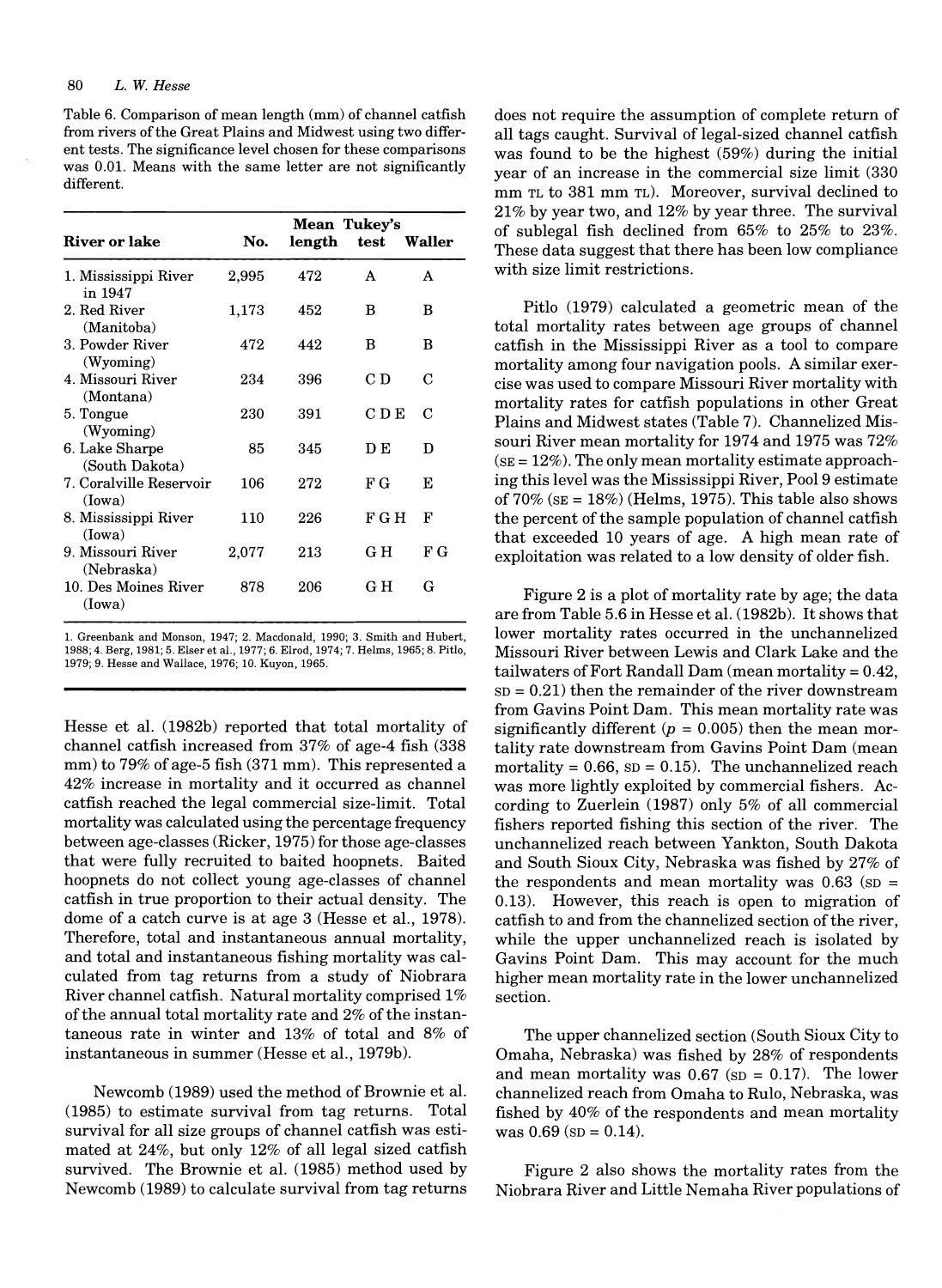Table 6. Comparison of mean length (mm) of channel catfish from rivers of the Great Plains and Midwest using two different tests. The significance level chosen for these comparisons was 0.01. Means with the same letter are not significantly different.

| River or lake | No. | Mean length | Tukey's test | Waller |
|---|---|---|---|---|
| 1. Mississippi River in 1947 | 2,995 | 472 | A | A |
| 2. Red River (Manitoba) | 1,173 | 452 | B | B |
| 3. Powder River (Wyoming) | 472 | 442 | B | B |
| 4. Missouri River (Montana) | 234 | 396 | C D | C |
| 5. Tongue (Wyoming) | 230 | 391 | C D E | C |
| 6. Lake Sharpe (South Dakota) | 85 | 345 | D E | D |
| 7. Coralville Reservoir (Iowa) | 106 | 272 | F G | E |
| 8. Mississippi River (Iowa) | 110 | 226 | F G H | F |
| 9. Missouri River (Nebraska) | 2,077 | 213 | G H | F G |
| 10. Des Moines River (Iowa) | 878 | 206 | G H | G |

1. Greenbank and Monson, 1947; 2. Macdonald, 1990; 3. Smith and Hubert, 1988; 4. Berg, 1981; 5. Elser et al., 1977; 6. Elrod, 1974; 7. Helms, 1965; 8. Pitlo, 1979; 9. Hesse and Wallace, 1976; 10. Kuyon, 1965.

Hesse et al. (1982b) reported that total mortality of channel catfish increased from 37% of age-4 fish (338 mm) to 79% of age-5 fish (371 mm). This represented a 42% increase in mortality and it occurred as channel catfish reached the legal commercial size-limit. Total mortality was calculated using the percentage frequency between age-classes (Ricker, 1975) for those age-classes that were fully recruited to baited hoopnets. Baited hoopnets do not collect young age-classes of channel catfish in true proportion to their actual density. The dome of a catch curve is at age 3 (Hesse et al., 1978). Therefore, total and instantaneous annual mortality, and total and instantaneous fishing mortality was calculated from tag returns from a study of Niobrara River channel catfish. Natural mortality comprised 1% of the annual total mortality rate and 2% of the instantaneous rate in winter and 13% of total and 8% of instantaneous in summer (Hesse et al., 1979b).

Newcomb (1989) used the method of Brownie et al. (1985) to estimate survival from tag returns. Total survival for all size groups of channel catfish was estimated at 24%, but only 12% of all legal sized catfish survived. The Brownie et al. (1985) method used by Newcomb (1989) to calculate survival from tag returns does not require the assumption of complete return of all tags caught. Survival of legal-sized channel catfish was found to be the highest (59%) during the initial year of an increase in the commercial size limit (330 mm TL to 381 mm TL). Moreover, survival declined to 21% by year two, and 12% by year three. The survival of sublegal fish declined from 65% to 25% to 23%. These data suggest that there has been low compliance with size limit restrictions.

Pitlo (1979) calculated a geometric mean of the total mortality rates between age groups of channel catfish in the Mississippi River as a tool to compare mortality among four navigation pools. A similar exercise was used to compare Missouri River mortality with mortality rates for catfish populations in other Great Plains and Midwest states (Table 7). Channelized Missouri River mean mortality for 1974 and 1975 was 72% (SE = 12%). The only mean mortality estimate approaching this level was the Mississippi River, Pool 9 estimate of 70% (SE = 18%) (Helms, 1975). This table also shows the percent of the sample population of channel catfish that exceeded 10 years of age. A high mean rate of exploitation was related to a low density of older fish.

Figure 2 is a plot of mortality rate by age; the data are from Table 5.6 in Hesse et al. (1982b). It shows that lower mortality rates occurred in the unchannelized Missouri River between Lewis and Clark Lake and the tailwaters of Fort Randall Dam (mean mortality = 0.42, SD = 0.21) then the remainder of the river downstream from Gavins Point Dam. This mean mortality rate was significantly different ($p = 0.005$) then the mean mortality rate downstream from Gavins Point Dam (mean mortality = 0.66, SD = 0.15). The unchannelized reach was more lightly exploited by commercial fishers. According to Zuerlein (1987) only 5% of all commercial fishers reported fishing this section of the river. The unchannelized reach between Yankton, South Dakota and South Sioux City, Nebraska was fished by 27% of the respondents and mean mortality was 0.63 (SD = 0.13). However, this reach is open to migration of catfish to and from the channelized section of the river, while the upper unchannelized reach is isolated by Gavins Point Dam. This may account for the much higher mean mortality rate in the lower unchannelized section.

The upper channelized section (South Sioux City to Omaha, Nebraska) was fished by 28% of respondents and mean mortality was 0.67 (SD = 0.17). The lower channelized reach from Omaha to Rulo, Nebraska, was fished by 40% of the respondents and mean mortality was 0.69 (SD = 0.14).

Figure 2 also shows the mortality rates from the Niobrara River and Little Nemaha River populations of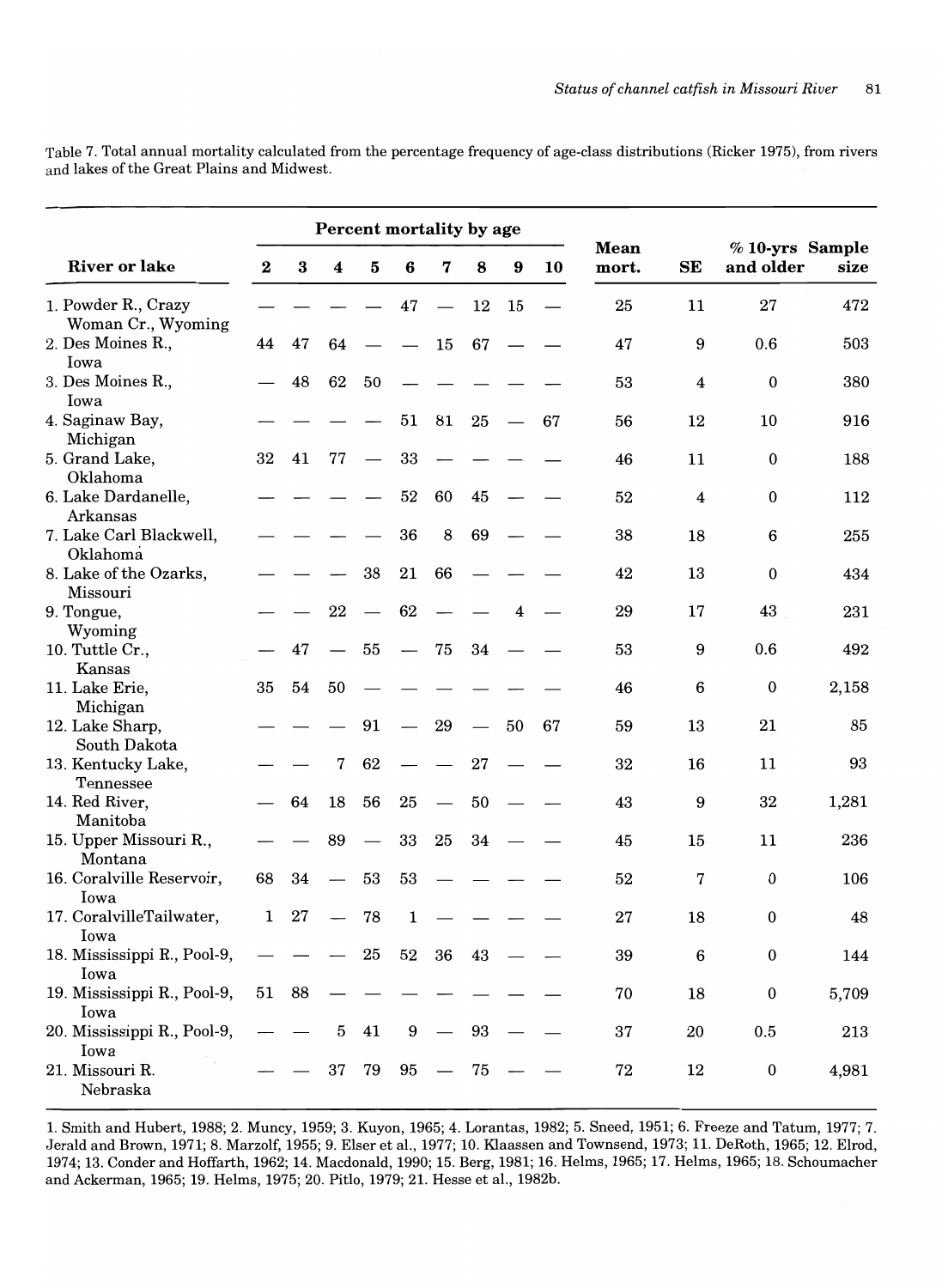Table 7. Total annual mortality calculated from the percentage frequency of age-class distributions (Ricker 1975), from rivers and lakes of the Great Plains and Midwest.

| River or lake | Percent mortality by age | | | | | | | | | Mean mort. | SE | % 10-yrs and older | Sample size |
|---|---|---|---|---|---|---|---|---|---|---|---|---|---|
| | 2 | 3 | 4 | 5 | 6 | 7 | 8 | 9 | 10 | | | | |
| 1. Powder R., Crazy Woman Cr., Wyoming | — | — | — | — | 47 | — | 12 | 15 | — | 25 | 11 | 27 | 472 |
| 2. Des Moines R., Iowa | 44 | 47 | 64 | — | — | 15 | 67 | — | — | 47 | 9 | 0.6 | 503 |
| 3. Des Moines R., Iowa | — | 48 | 62 | 50 | — | — | — | — | — | 53 | 4 | 0 | 380 |
| 4. Saginaw Bay, Michigan | — | — | — | — | 51 | 81 | 25 | — | 67 | 56 | 12 | 10 | 916 |
| 5. Grand Lake, Oklahoma | 32 | 41 | 77 | — | 33 | — | — | — | — | 46 | 11 | 0 | 188 |
| 6. Lake Dardanelle, Arkansas | — | — | — | — | 52 | 60 | 45 | — | — | 52 | 4 | 0 | 112 |
| 7. Lake Carl Blackwell, Oklahoma | — | — | — | — | 36 | 8 | 69 | — | — | 38 | 18 | 6 | 255 |
| 8. Lake of the Ozarks, Missouri | — | — | — | 38 | 21 | 66 | — | — | — | 42 | 13 | 0 | 434 |
| 9. Tongue, Wyoming | — | — | 22 | — | 62 | — | — | 4 | — | 29 | 17 | 43 | 231 |
| 10. Tuttle Cr., Kansas | — | 47 | — | 55 | — | 75 | 34 | — | — | 53 | 9 | 0.6 | 492 |
| 11. Lake Erie, Michigan | 35 | 54 | 50 | — | — | — | — | — | — | 46 | 6 | 0 | 2,158 |
| 12. Lake Sharp, South Dakota | — | — | — | 91 | — | 29 | — | 50 | 67 | 59 | 13 | 21 | 85 |
| 13. Kentucky Lake, Tennessee | — | — | 7 | 62 | — | — | 27 | — | — | 32 | 16 | 11 | 93 |
| 14. Red River, Manitoba | — | 64 | 18 | 56 | 25 | — | 50 | — | — | 43 | 9 | 32 | 1,281 |
| 15. Upper Missouri R., Montana | — | — | 89 | — | 33 | 25 | 34 | — | — | 45 | 15 | 11 | 236 |
| 16. Coralville Reservoir, Iowa | 68 | 34 | — | 53 | 53 | — | — | — | — | 52 | 7 | 0 | 106 |
| 17. CoralvilleTailwater, Iowa | 1 | 27 | — | 78 | 1 | — | — | — | — | 27 | 18 | 0 | 48 |
| 18. Mississippi R., Pool-9, Iowa | — | — | — | 25 | 52 | 36 | 43 | — | — | 39 | 6 | 0 | 144 |
| 19. Mississippi R., Pool-9, Iowa | 51 | 88 | — | — | — | — | — | — | — | 70 | 18 | 0 | 5,709 |
| 20. Mississippi R., Pool-9, Iowa | — | — | 5 | 41 | 9 | — | 93 | — | — | 37 | 20 | 0.5 | 213 |
| 21. Missouri R. Nebraska | — | — | 37 | 79 | 95 | — | 75 | — | — | 72 | 12 | 0 | 4,981 |

1. Smith and Hubert, 1988; 2. Muncy, 1959; 3. Kuyon, 1965; 4. Lorantas, 1982; 5. Sneed, 1951; 6. Freeze and Tatum, 1977; 7. Jerald and Brown, 1971; 8. Marzolf, 1955; 9. Elser et al., 1977; 10. Klaassen and Townsend, 1973; 11. DeRoth, 1965; 12. Elrod, 1974; 13. Conder and Hoffarth, 1962; 14. Macdonald, 1990; 15. Berg, 1981; 16. Helms, 1965; 17. Helms, 1965; 18. Schoumacher and Ackerman, 1965; 19. Helms, 1975; 20. Pitlo, 1979; 21. Hesse et al., 1982b.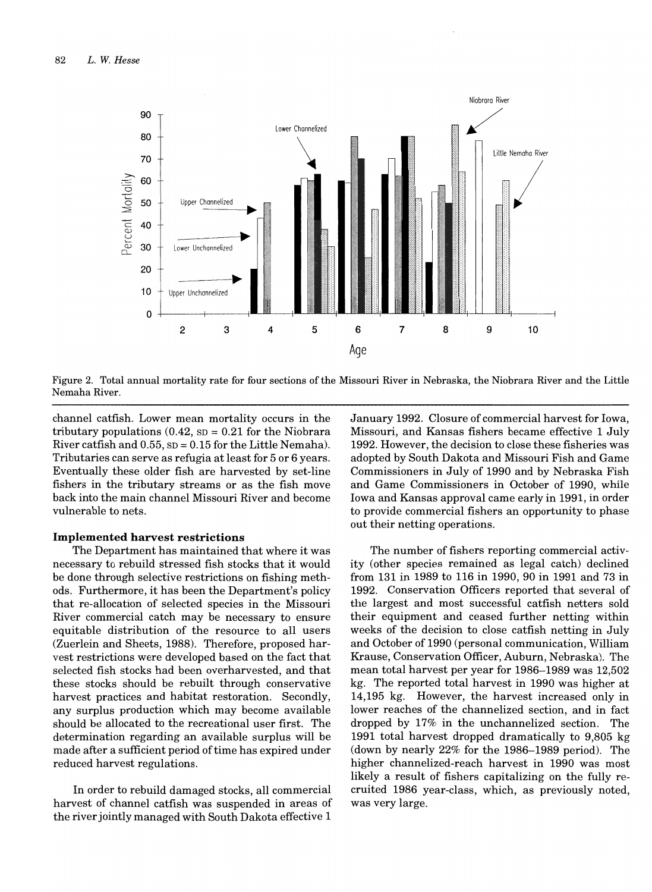Figure 2. Total annual mortality rate for four sections of the Missouri River in Nebraska, the Niobrara River and the Little Nemaha River.

channel catfish. Lower mean mortality occurs in the tributary populations (0.42, SD = 0.21 for the Niobrara River catfish and 0.55, SD = 0.15 for the Little Nemaha). Tributaries can serve as refugia at least for 5 or 6 years. Eventually these older fish are harvested by set-line fishers in the tributary streams or as the fish move back into the main channel Missouri River and become vulnerable to nets.

### Implemented harvest restrictions

The Department has maintained that where it was necessary to rebuild stressed fish stocks that it would be done through selective restrictions on fishing methods. Furthermore, it has been the Department's policy that re-allocation of selected species in the Missouri River commercial catch may be necessary to ensure equitable distribution of the resource to all users (Zuerlein and Sheets, 1988). Therefore, proposed harvest restrictions were developed based on the fact that selected fish stocks had been overharvested, and that these stocks should be rebuilt through conservative harvest practices and habitat restoration. Secondly, any surplus production which may become available should be allocated to the recreational user first. The determination regarding an available surplus will be made after a sufficient period of time has expired under reduced harvest regulations.

In order to rebuild damaged stocks, all commercial harvest of channel catfish was suspended in areas of the river jointly managed with South Dakota effective 1 January 1992. Closure of commercial harvest for Iowa, Missouri, and Kansas fishers became effective 1 July 1992. However, the decision to close these fisheries was adopted by South Dakota and Missouri Fish and Game Commissioners in July of 1990 and by Nebraska Fish and Game Commissioners in October of 1990, while Iowa and Kansas approval came early in 1991, in order to provide commercial fishers an opportunity to phase out their netting operations.

The number of fishers reporting commercial activity (other species remained as legal catch) declined from 131 in 1989 to 116 in 1990, 90 in 1991 and 73 in 1992. Conservation Officers reported that several of the largest and most successful catfish netters sold their equipment and ceased further netting within weeks of the decision to close catfish netting in July and October of 1990 (personal communication, William Krause, Conservation Officer, Auburn, Nebraska). The mean total harvest per year for 1986–1989 was 12,502 kg. The reported total harvest in 1990 was higher at 14,195 kg. However, the harvest increased only in lower reaches of the channelized section, and in fact dropped by 17% in the unchannelized section. The 1991 total harvest dropped dramatically to 9,805 kg (down by nearly 22% for the 1986–1989 period). The higher channelized-reach harvest in 1990 was most likely a result of fishers capitalizing on the fully recruited 1986 year-class, which, as previously noted, was very large.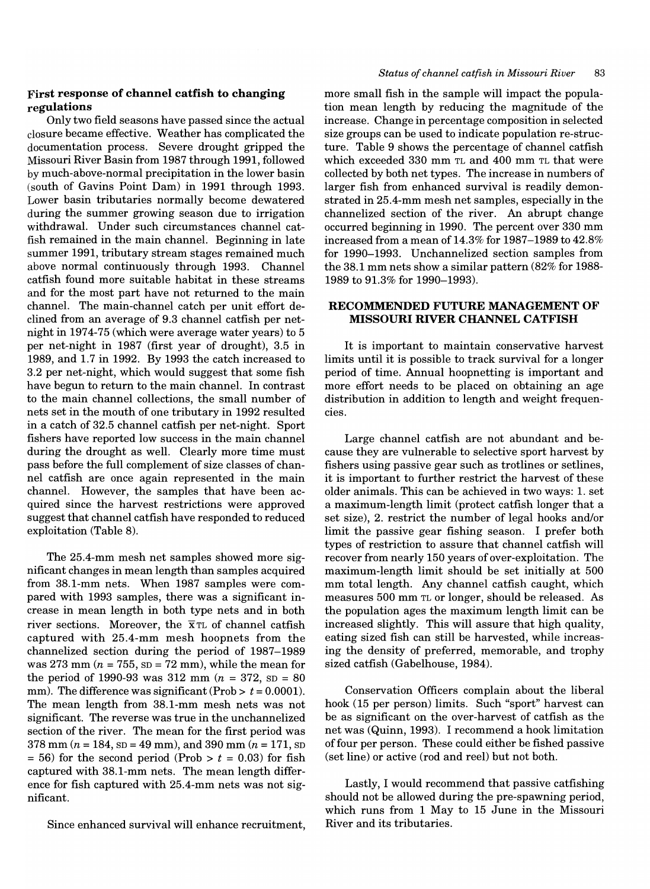**First response of channel catfish to changing regulations**

Only two field seasons have passed since the actual closure became effective. Weather has complicated the documentation process. Severe drought gripped the Missouri River Basin from 1987 through 1991, followed by much-above-normal precipitation in the lower basin (south of Gavins Point Dam) in 1991 through 1993. Lower basin tributaries normally become dewatered during the summer growing season due to irrigation withdrawal. Under such circumstances channel catfish remained in the main channel. Beginning in late summer 1991, tributary stream stages remained much above normal continuously through 1993. Channel catfish found more suitable habitat in these streams and for the most part have not returned to the main channel. The main-channel catch per unit effort declined from an average of 9.3 channel catfish per net-night in 1974-75 (which were average water years) to 5 per net-night in 1987 (first year of drought), 3.5 in 1989, and 1.7 in 1992. By 1993 the catch increased to 3.2 per net-night, which would suggest that some fish have begun to return to the main channel. In contrast to the main channel collections, the small number of nets set in the mouth of one tributary in 1992 resulted in a catch of 32.5 channel catfish per net-night. Sport fishers have reported low success in the main channel during the drought as well. Clearly more time must pass before the full complement of size classes of channel catfish are once again represented in the main channel. However, the samples that have been acquired since the harvest restrictions were approved suggest that channel catfish have responded to reduced exploitation (Table 8).

The 25.4-mm mesh net samples showed more significant changes in mean length than samples acquired from 38.1-mm nets. When 1987 samples were compared with 1993 samples, there was a significant increase in mean length in both type nets and in both river sections. Moreover, the $\bar{x}$TL of channel catfish captured with 25.4-mm mesh hoopnets from the channelized section during the period of 1987–1989 was 273 mm ($n$ = 755, SD = 72 mm), while the mean for the period of 1990-93 was 312 mm ($n$ = 372, SD = 80 mm). The difference was significant (Prob > $t$ = 0.0001). The mean length from 38.1-mm mesh nets was not significant. The reverse was true in the unchannelized section of the river. The mean for the first period was 378 mm ($n$ = 184, SD = 49 mm), and 390 mm ($n$ = 171, SD = 56) for the second period (Prob > $t$ = 0.03) for fish captured with 38.1-mm nets. The mean length difference for fish captured with 25.4-mm nets was not significant.

Since enhanced survival will enhance recruitment, more small fish in the sample will impact the population mean length by reducing the magnitude of the increase. Change in percentage composition in selected size groups can be used to indicate population re-structure. Table 9 shows the percentage of channel catfish which exceeded 330 mm TL and 400 mm TL that were collected by both net types. The increase in numbers of larger fish from enhanced survival is readily demonstrated in 25.4-mm mesh net samples, especially in the channelized section of the river. An abrupt change occurred beginning in 1990. The percent over 330 mm increased from a mean of 14.3% for 1987–1989 to 42.8% for 1990–1993. Unchannelized section samples from the 38.1 mm nets show a similar pattern (82% for 1988-1989 to 91.3% for 1990–1993).

## RECOMMENDED FUTURE MANAGEMENT OF MISSOURI RIVER CHANNEL CATFISH

It is important to maintain conservative harvest limits until it is possible to track survival for a longer period of time. Annual hoopnetting is important and more effort needs to be placed on obtaining an age distribution in addition to length and weight frequencies.

Large channel catfish are not abundant and because they are vulnerable to selective sport harvest by fishers using passive gear such as trotlines or setlines, it is important to further restrict the harvest of these older animals. This can be achieved in two ways: 1. set a maximum-length limit (protect catfish longer that a set size), 2. restrict the number of legal hooks and/or limit the passive gear fishing season. I prefer both types of restriction to assure that channel catfish will recover from nearly 150 years of over-exploitation. The maximum-length limit should be set initially at 500 mm total length. Any channel catfish caught, which measures 500 mm TL or longer, should be released. As the population ages the maximum length limit can be increased slightly. This will assure that high quality, eating sized fish can still be harvested, while increasing the density of preferred, memorable, and trophy sized catfish (Gabelhouse, 1984).

Conservation Officers complain about the liberal hook (15 per person) limits. Such "sport" harvest can be as significant on the over-harvest of catfish as the net was (Quinn, 1993). I recommend a hook limitation of four per person. These could either be fished passive (set line) or active (rod and reel) but not both.

Lastly, I would recommend that passive catfishing should not be allowed during the pre-spawning period, which runs from 1 May to 15 June in the Missouri River and its tributaries.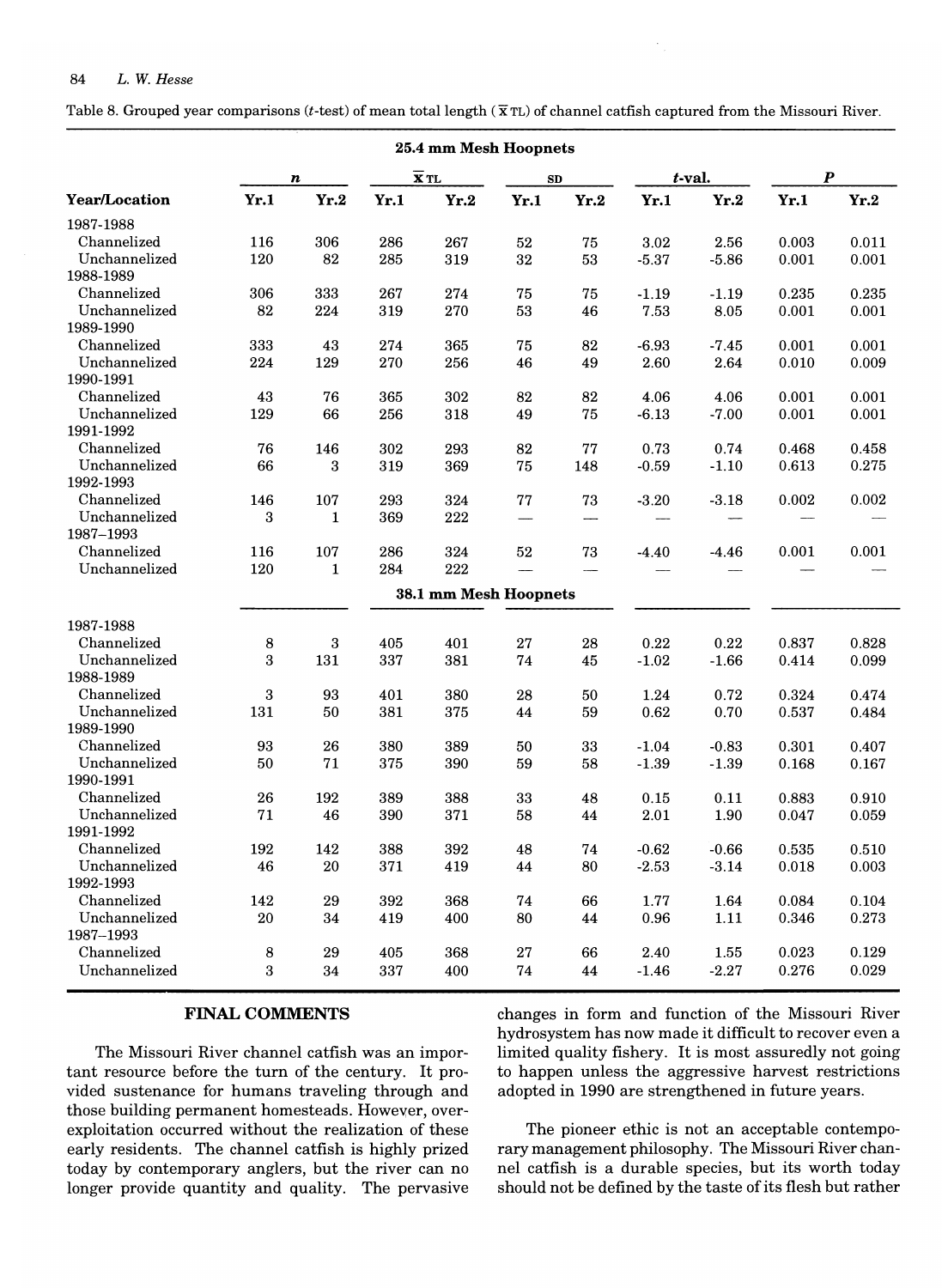Table 8. Grouped year comparisons ($t$-test) of mean total length ($\bar{x}$ TL) of channel catfish captured from the Missouri River.

| Year/Location | $n$ | | $\bar{x}$ TL | | SD | | $t$-val. | | $P$ | |
|---|---|---|---|---|---|---|---|---|---|---|
| | Yr.1 | Yr.2 | Yr.1 | Yr.2 | Yr.1 | Yr.2 | Yr.1 | Yr.2 | Yr.1 | Yr.2 |
| **25.4 mm Mesh Hoopnets** | | | | | | | | | | |
| 1987-1988 | | | | | | | | | | |
| Channelized | 116 | 306 | 286 | 267 | 52 | 75 | 3.02 | 2.56 | 0.003 | 0.011 |
| Unchannelized | 120 | 82 | 285 | 319 | 32 | 53 | -5.37 | -5.86 | 0.001 | 0.001 |
| 1988-1989 | | | | | | | | | | |
| Channelized | 306 | 333 | 267 | 274 | 75 | 75 | -1.19 | -1.19 | 0.235 | 0.235 |
| Unchannelized | 82 | 224 | 319 | 270 | 53 | 46 | 7.53 | 8.05 | 0.001 | 0.001 |
| 1989-1990 | | | | | | | | | | |
| Channelized | 333 | 43 | 274 | 365 | 75 | 82 | -6.93 | -7.45 | 0.001 | 0.001 |
| Unchannelized | 224 | 129 | 270 | 256 | 46 | 49 | 2.60 | 2.64 | 0.010 | 0.009 |
| 1990-1991 | | | | | | | | | | |
| Channelized | 43 | 76 | 365 | 302 | 82 | 82 | 4.06 | 4.06 | 0.001 | 0.001 |
| Unchannelized | 129 | 66 | 256 | 318 | 49 | 75 | -6.13 | -7.00 | 0.001 | 0.001 |
| 1991-1992 | | | | | | | | | | |
| Channelized | 76 | 146 | 302 | 293 | 82 | 77 | 0.73 | 0.74 | 0.468 | 0.458 |
| Unchannelized | 66 | 3 | 319 | 369 | 75 | 148 | -0.59 | -1.10 | 0.613 | 0.275 |
| 1992-1993 | | | | | | | | | | |
| Channelized | 146 | 107 | 293 | 324 | 77 | 73 | -3.20 | -3.18 | 0.002 | 0.002 |
| Unchannelized | 3 | 1 | 369 | 222 | — | — | — | — | — | — |
| 1987–1993 | | | | | | | | | | |
| Channelized | 116 | 107 | 286 | 324 | 52 | 73 | -4.40 | -4.46 | 0.001 | 0.001 |
| Unchannelized | 120 | 1 | 284 | 222 | — | — | — | — | — | — |
| **38.1 mm Mesh Hoopnets** | | | | | | | | | | |
| 1987-1988 | | | | | | | | | | |
| Channelized | 8 | 3 | 405 | 401 | 27 | 28 | 0.22 | 0.22 | 0.837 | 0.828 |
| Unchannelized | 3 | 131 | 337 | 381 | 74 | 45 | -1.02 | -1.66 | 0.414 | 0.099 |
| 1988-1989 | | | | | | | | | | |
| Channelized | 3 | 93 | 401 | 380 | 28 | 50 | 1.24 | 0.72 | 0.324 | 0.474 |
| Unchannelized | 131 | 50 | 381 | 375 | 44 | 59 | 0.62 | 0.70 | 0.537 | 0.484 |
| 1989-1990 | | | | | | | | | | |
| Channelized | 93 | 26 | 380 | 389 | 50 | 33 | -1.04 | -0.83 | 0.301 | 0.407 |
| Unchannelized | 50 | 71 | 375 | 390 | 59 | 58 | -1.39 | -1.39 | 0.168 | 0.167 |
| 1990-1991 | | | | | | | | | | |
| Channelized | 26 | 192 | 389 | 388 | 33 | 48 | 0.15 | 0.11 | 0.883 | 0.910 |
| Unchannelized | 71 | 46 | 390 | 371 | 58 | 44 | 2.01 | 1.90 | 0.047 | 0.059 |
| 1991-1992 | | | | | | | | | | |
| Channelized | 192 | 142 | 388 | 392 | 48 | 74 | -0.62 | -0.66 | 0.535 | 0.510 |
| Unchannelized | 46 | 20 | 371 | 419 | 44 | 80 | -2.53 | -3.14 | 0.018 | 0.003 |
| 1992-1993 | | | | | | | | | | |
| Channelized | 142 | 29 | 392 | 368 | 74 | 66 | 1.77 | 1.64 | 0.084 | 0.104 |
| Unchannelized | 20 | 34 | 419 | 400 | 80 | 44 | 0.96 | 1.11 | 0.346 | 0.273 |
| 1987–1993 | | | | | | | | | | |
| Channelized | 8 | 29 | 405 | 368 | 27 | 66 | 2.40 | 1.55 | 0.023 | 0.129 |
| Unchannelized | 3 | 34 | 337 | 400 | 74 | 44 | -1.46 | -2.27 | 0.276 | 0.029 |

## FINAL COMMENTS

The Missouri River channel catfish was an important resource before the turn of the century. It provided sustenance for humans traveling through and those building permanent homesteads. However, overexploitation occurred without the realization of these early residents. The channel catfish is highly prized today by contemporary anglers, but the river can no longer provide quantity and quality. The pervasive changes in form and function of the Missouri River hydrosystem has now made it difficult to recover even a limited quality fishery. It is most assuredly not going to happen unless the aggressive harvest restrictions adopted in 1990 are strengthened in future years.

The pioneer ethic is not an acceptable contemporary management philosophy. The Missouri River channel catfish is a durable species, but its worth today should not be defined by the taste of its flesh but rather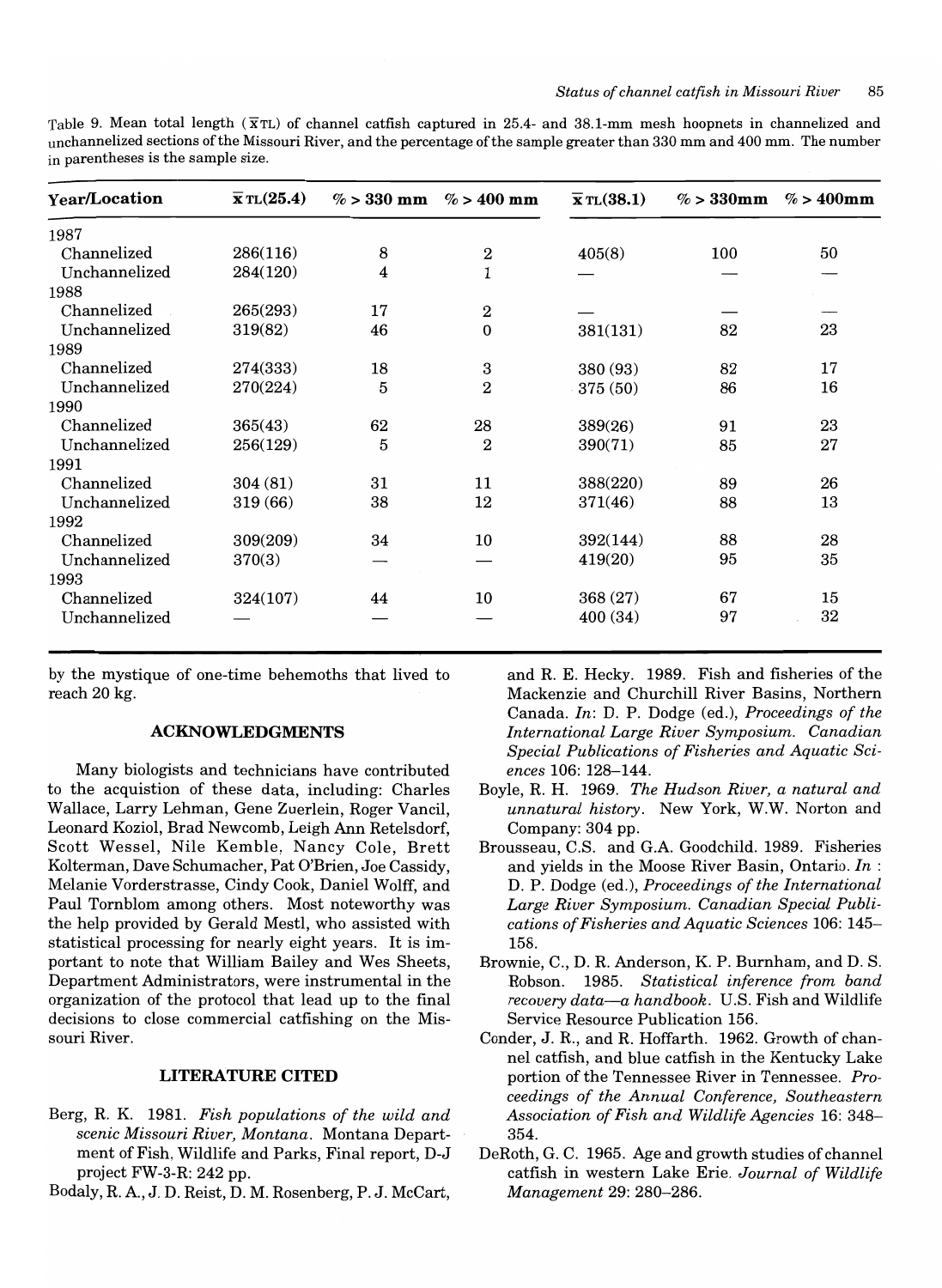Table 9. Mean total length ($\bar{x}$TL) of channel catfish captured in 25.4- and 38.1-mm mesh hoopnets in channelized and unchannelized sections of the Missouri River, and the percentage of the sample greater than 330 mm and 400 mm. The number in parentheses is the sample size.

| Year/Location | $\bar{x}$TL(25.4) | % > 330 mm | % > 400 mm | $\bar{x}$TL(38.1) | % > 330mm | % > 400mm |
|---|---|---|---|---|---|---|
| 1987 | | | | | | |
| Channelized | 286(116) | 8 | 2 | 405(8) | 100 | 50 |
| Unchannelized | 284(120) | 4 | 1 | — | — | — |
| 1988 | | | | | | |
| Channelized | 265(293) | 17 | 2 | — | — | — |
| Unchannelized | 319(82) | 46 | 0 | 381(131) | 82 | 23 |
| 1989 | | | | | | |
| Channelized | 274(333) | 18 | 3 | 380 (93) | 82 | 17 |
| Unchannelized | 270(224) | 5 | 2 | 375 (50) | 86 | 16 |
| 1990 | | | | | | |
| Channelized | 365(43) | 62 | 28 | 389(26) | 91 | 23 |
| Unchannelized | 256(129) | 5 | 2 | 390(71) | 85 | 27 |
| 1991 | | | | | | |
| Channelized | 304 (81) | 31 | 11 | 388(220) | 89 | 26 |
| Unchannelized | 319 (66) | 38 | 12 | 371(46) | 88 | 13 |
| 1992 | | | | | | |
| Channelized | 309(209) | 34 | 10 | 392(144) | 88 | 28 |
| Unchannelized | 370(3) | — | — | 419(20) | 95 | 35 |
| 1993 | | | | | | |
| Channelized | 324(107) | 44 | 10 | 368 (27) | 67 | 15 |
| Unchannelized | — | — | — | 400 (34) | 97 | 32 |

by the mystique of one-time behemoths that lived to reach 20 kg.

## ACKNOWLEDGMENTS

Many biologists and technicians have contributed to the acquistion of these data, including: Charles Wallace, Larry Lehman, Gene Zuerlein, Roger Vancil, Leonard Koziol, Brad Newcomb, Leigh Ann Retelsdorf, Scott Wessel, Nile Kemble, Nancy Cole, Brett Kolterman, Dave Schumacher, Pat O'Brien, Joe Cassidy, Melanie Vorderstrasse, Cindy Cook, Daniel Wolff, and Paul Tornblom among others. Most noteworthy was the help provided by Gerald Mestl, who assisted with statistical processing for nearly eight years. It is important to note that William Bailey and Wes Sheets, Department Administrators, were instrumental in the organization of the protocol that lead up to the final decisions to close commercial catfishing on the Missouri River.

## LITERATURE CITED

Berg, R. K. 1981. *Fish populations of the wild and scenic Missouri River, Montana*. Montana Department of Fish, Wildlife and Parks, Final report, D-J project FW-3-R: 242 pp.

Bodaly, R. A., J. D. Reist, D. M. Rosenberg, P. J. McCart, and R. E. Hecky. 1989. Fish and fisheries of the Mackenzie and Churchill River Basins, Northern Canada. *In*: D. P. Dodge (ed.), *Proceedings of the International Large River Symposium. Canadian Special Publications of Fisheries and Aquatic Sciences* 106: 128–144.

Boyle, R. H. 1969. *The Hudson River, a natural and unnatural history*. New York, W.W. Norton and Company: 304 pp.

Brousseau, C.S. and G.A. Goodchild. 1989. Fisheries and yields in the Moose River Basin, Ontario. *In* : D. P. Dodge (ed.), *Proceedings of the International Large River Symposium. Canadian Special Publications of Fisheries and Aquatic Sciences* 106: 145–158.

Brownie, C., D. R. Anderson, K. P. Burnham, and D. S. Robson. 1985. *Statistical inference from band recovery data—a handbook*. U.S. Fish and Wildlife Service Resource Publication 156.

Conder, J. R., and R. Hoffarth. 1962. Growth of channel catfish, and blue catfish in the Kentucky Lake portion of the Tennessee River in Tennessee. *Proceedings of the Annual Conference, Southeastern Association of Fish and Wildlife Agencies* 16: 348–354.

DeRoth, G. C. 1965. Age and growth studies of channel catfish in western Lake Erie. *Journal of Wildlife Management* 29: 280–286.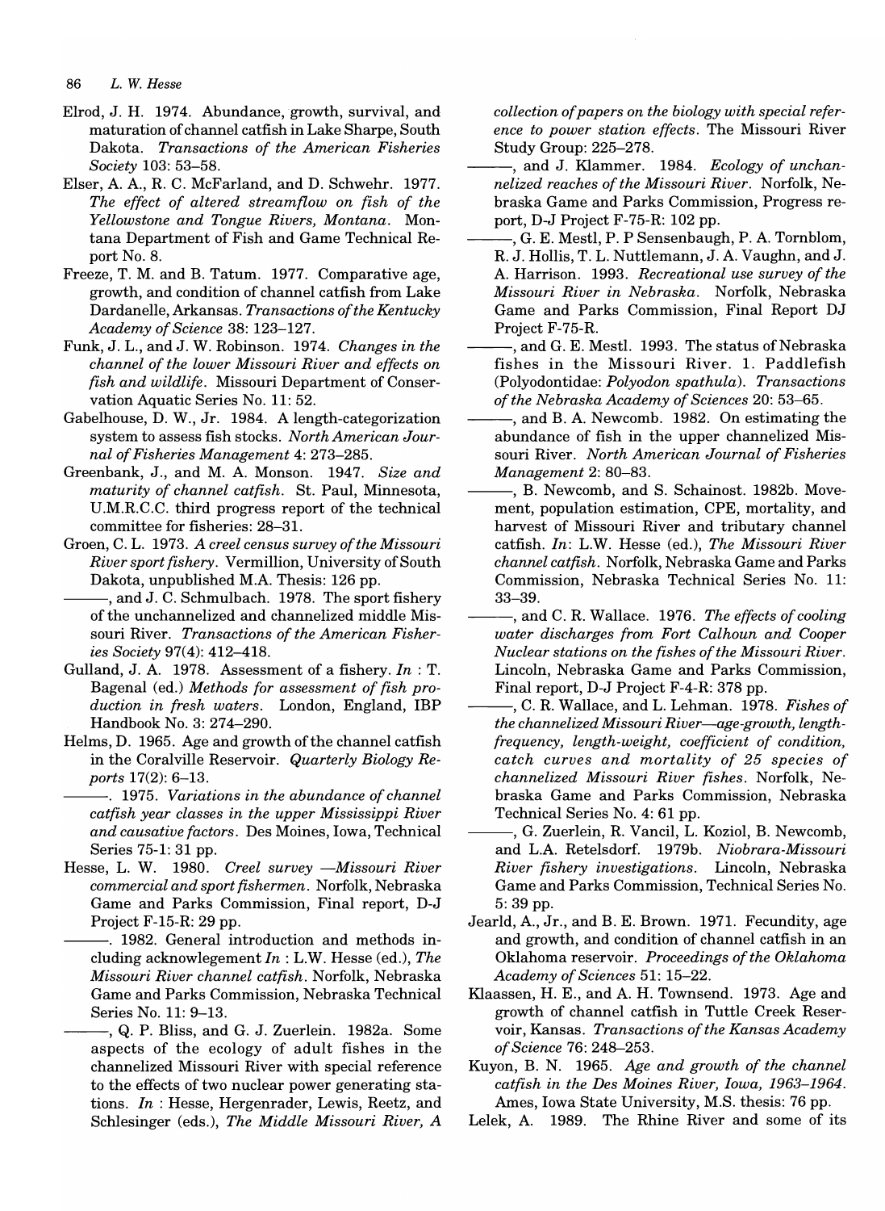Elrod, J. H. 1974. Abundance, growth, survival, and maturation of channel catfish in Lake Sharpe, South Dakota. *Transactions of the American Fisheries Society* 103: 53–58.

Elser, A. A., R. C. McFarland, and D. Schwehr. 1977. *The effect of altered streamflow on fish of the Yellowstone and Tongue Rivers, Montana*. Montana Department of Fish and Game Technical Report No. 8.

Freeze, T. M. and B. Tatum. 1977. Comparative age, growth, and condition of channel catfish from Lake Dardanelle, Arkansas. *Transactions of the Kentucky Academy of Science* 38: 123–127.

Funk, J. L., and J. W. Robinson. 1974. *Changes in the channel of the lower Missouri River and effects on fish and wildlife*. Missouri Department of Conservation Aquatic Series No. 11: 52.

Gabelhouse, D. W., Jr. 1984. A length-categorization system to assess fish stocks. *North American Journal of Fisheries Management* 4: 273–285.

Greenbank, J., and M. A. Monson. 1947. *Size and maturity of channel catfish*. St. Paul, Minnesota, U.M.R.C.C. third progress report of the technical committee for fisheries: 28–31.

Groen, C. L. 1973. *A creel census survey of the Missouri River sport fishery*. Vermillion, University of South Dakota, unpublished M.A. Thesis: 126 pp.

———, and J. C. Schmulbach. 1978. The sport fishery of the unchannelized and channelized middle Missouri River. *Transactions of the American Fisheries Society* 97(4): 412–418.

Gulland, J. A. 1978. Assessment of a fishery. *In* : T. Bagenal (ed.) *Methods for assessment of fish production in fresh waters*. London, England, IBP Handbook No. 3: 274–290.

Helms, D. 1965. Age and growth of the channel catfish in the Coralville Reservoir. *Quarterly Biology Reports* 17(2): 6–13.

———. 1975. *Variations in the abundance of channel catfish year classes in the upper Mississippi River and causative factors*. Des Moines, Iowa, Technical Series 75-1: 31 pp.

Hesse, L. W. 1980. *Creel survey —Missouri River commercial and sport fishermen*. Norfolk, Nebraska Game and Parks Commission, Final report, D-J Project F-15-R: 29 pp.

———. 1982. General introduction and methods including acknowlegement *In* : L.W. Hesse (ed.), *The Missouri River channel catfish*. Norfolk, Nebraska Game and Parks Commission, Nebraska Technical Series No. 11: 9–13.

———, Q. P. Bliss, and G. J. Zuerlein. 1982a. Some aspects of the ecology of adult fishes in the channelized Missouri River with special reference to the effects of two nuclear power generating stations. *In* : Hesse, Hergenrader, Lewis, Reetz, and Schlesinger (eds.), *The Middle Missouri River, A collection of papers on the biology with special reference to power station effects*. The Missouri River Study Group: 225–278.

———, and J. Klammer. 1984. *Ecology of unchannelized reaches of the Missouri River*. Norfolk, Nebraska Game and Parks Commission, Progress report, D-J Project F-75-R: 102 pp.

———, G. E. Mestl, P. P Sensenbaugh, P. A. Tornblom, R. J. Hollis, T. L. Nuttlemann, J. A. Vaughn, and J. A. Harrison. 1993. *Recreational use survey of the Missouri River in Nebraska*. Norfolk, Nebraska Game and Parks Commission, Final Report DJ Project F-75-R.

———, and G. E. Mestl. 1993. The status of Nebraska fishes in the Missouri River. 1. Paddlefish (Polyodontidae: *Polyodon spathula*). *Transactions of the Nebraska Academy of Sciences* 20: 53–65.

———, and B. A. Newcomb. 1982. On estimating the abundance of fish in the upper channelized Missouri River. *North American Journal of Fisheries Management* 2: 80–83.

———, B. Newcomb, and S. Schainost. 1982b. Movement, population estimation, CPE, mortality, and harvest of Missouri River and tributary channel catfish. *In*: L.W. Hesse (ed.), *The Missouri River channel catfish*. Norfolk, Nebraska Game and Parks Commission, Nebraska Technical Series No. 11: 33–39.

———, and C. R. Wallace. 1976. *The effects of cooling water discharges from Fort Calhoun and Cooper Nuclear stations on the fishes of the Missouri River*. Lincoln, Nebraska Game and Parks Commission, Final report, D-J Project F-4-R: 378 pp.

———, C. R. Wallace, and L. Lehman. 1978. *Fishes of the channelized Missouri River—age-growth, length-frequency, length-weight, coefficient of condition, catch curves and mortality of 25 species of channelized Missouri River fishes*. Norfolk, Nebraska Game and Parks Commission, Nebraska Technical Series No. 4: 61 pp.

———, G. Zuerlein, R. Vancil, L. Koziol, B. Newcomb, and L.A. Retelsdorf. 1979b. *Niobrara-Missouri River fishery investigations*. Lincoln, Nebraska Game and Parks Commission, Technical Series No. 5: 39 pp.

Jearld, A., Jr., and B. E. Brown. 1971. Fecundity, age and growth, and condition of channel catfish in an Oklahoma reservoir. *Proceedings of the Oklahoma Academy of Sciences* 51: 15–22.

Klaassen, H. E., and A. H. Townsend. 1973. Age and growth of channel catfish in Tuttle Creek Reservoir, Kansas. *Transactions of the Kansas Academy of Science* 76: 248–253.

Kuyon, B. N. 1965. *Age and growth of the channel catfish in the Des Moines River, Iowa, 1963–1964*. Ames, Iowa State University, M.S. thesis: 76 pp.

Lelek, A. 1989. The Rhine River and some of its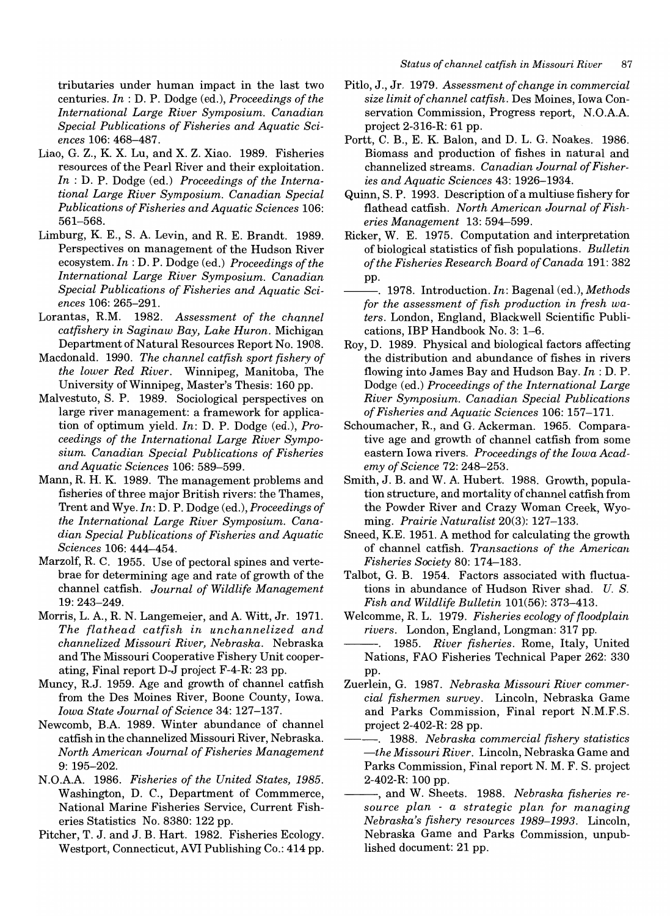tributaries under human impact in the last two centuries. *In* : D. P. Dodge (ed.), *Proceedings of the International Large River Symposium. Canadian Special Publications of Fisheries and Aquatic Sciences* 106: 468–487.

Liao, G. Z., K. X. Lu, and X. Z. Xiao. 1989. Fisheries resources of the Pearl River and their exploitation. *In* : D. P. Dodge (ed.) *Proceedings of the International Large River Symposium. Canadian Special Publications of Fisheries and Aquatic Sciences* 106: 561–568.

Limburg, K. E., S. A. Levin, and R. E. Brandt. 1989. Perspectives on management of the Hudson River ecosystem. *In* : D. P. Dodge (ed.) *Proceedings of the International Large River Symposium. Canadian Special Publications of Fisheries and Aquatic Sciences* 106: 265–291.

Lorantas, R.M. 1982. *Assessment of the channel catfishery in Saginaw Bay, Lake Huron*. Michigan Department of Natural Resources Report No. 1908.

Macdonald. 1990. *The channel catfish sport fishery of the lower Red River*. Winnipeg, Manitoba, The University of Winnipeg, Master's Thesis: 160 pp.

Malvestuto, S. P. 1989. Sociological perspectives on large river management: a framework for application of optimum yield. *In*: D. P. Dodge (ed.), *Proceedings of the International Large River Symposium. Canadian Special Publications of Fisheries and Aquatic Sciences* 106: 589–599.

Mann, R. H. K. 1989. The management problems and fisheries of three major British rivers: the Thames, Trent and Wye. *In*: D. P. Dodge (ed.), *Proceedings of the International Large River Symposium. Canadian Special Publications of Fisheries and Aquatic Sciences* 106: 444–454.

Marzolf, R. C. 1955. Use of pectoral spines and vertebrae for determining age and rate of growth of the channel catfish. *Journal of Wildlife Management* 19: 243–249.

Morris, L. A., R. N. Langemeier, and A. Witt, Jr. 1971. *The flathead catfish in unchannelized and channelized Missouri River, Nebraska*. Nebraska and The Missouri Cooperative Fishery Unit cooperating, Final report D-J project F-4-R: 23 pp.

Muncy, R.J. 1959. Age and growth of channel catfish from the Des Moines River, Boone County, Iowa. *Iowa State Journal of Science* 34: 127–137.

Newcomb, B.A. 1989. Winter abundance of channel catfish in the channelized Missouri River, Nebraska. *North American Journal of Fisheries Management* 9: 195–202.

N.O.A.A. 1986. *Fisheries of the United States, 1985*. Washington, D. C., Department of Commmerce, National Marine Fisheries Service, Current Fisheries Statistics No. 8380: 122 pp.

Pitcher, T. J. and J. B. Hart. 1982. Fisheries Ecology. Westport, Connecticut, AVI Publishing Co.: 414 pp.

Pitlo, J., Jr. 1979. *Assessment of change in commercial size limit of channel catfish*. Des Moines, Iowa Conservation Commission, Progress report, N.O.A.A. project 2-316-R: 61 pp.

Portt, C. B., E. K. Balon, and D. L. G. Noakes. 1986. Biomass and production of fishes in natural and channelized streams. *Canadian Journal of Fisheries and Aquatic Sciences* 43: 1926–1934.

Quinn, S. P. 1993. Description of a multiuse fishery for flathead catfish. *North American Journal of Fisheries Management* 13: 594–599.

Ricker, W. E. 1975. Computation and interpretation of biological statistics of fish populations. *Bulletin of the Fisheries Research Board of Canada* 191: 382 pp.

———. 1978. Introduction. *In*: Bagenal (ed.), *Methods for the assessment of fish production in fresh waters*. London, England, Blackwell Scientific Publications, IBP Handbook No. 3: 1–6.

Roy, D. 1989. Physical and biological factors affecting the distribution and abundance of fishes in rivers flowing into James Bay and Hudson Bay. *In* : D. P. Dodge (ed.) *Proceedings of the International Large River Symposium. Canadian Special Publications of Fisheries and Aquatic Sciences* 106: 157–171.

Schoumacher, R., and G. Ackerman. 1965. Comparative age and growth of channel catfish from some eastern Iowa rivers. *Proceedings of the Iowa Academy of Science* 72: 248–253.

Smith, J. B. and W. A. Hubert. 1988. Growth, population structure, and mortality of channel catfish from the Powder River and Crazy Woman Creek, Wyoming. *Prairie Naturalist* 20(3): 127–133.

Sneed, K.E. 1951. A method for calculating the growth of channel catfish. *Transactions of the American Fisheries Society* 80: 174–183.

Talbot, G. B. 1954. Factors associated with fluctuations in abundance of Hudson River shad. *U. S. Fish and Wildlife Bulletin* 101(56): 373–413.

Welcomme, R. L. 1979. *Fisheries ecology of floodplain rivers*. London, England, Longman: 317 pp.

———. 1985. *River fisheries*. Rome, Italy, United Nations, FAO Fisheries Technical Paper 262: 330 pp.

Zuerlein, G. 1987. *Nebraska Missouri River commercial fishermen survey*. Lincoln, Nebraska Game and Parks Commission, Final report N.M.F.S. project 2-402-R: 28 pp.

———. 1988. *Nebraska commercial fishery statistics —the Missouri River*. Lincoln, Nebraska Game and Parks Commission, Final report N. M. F. S. project 2-402-R: 100 pp.

———, and W. Sheets. 1988. *Nebraska fisheries resource plan - a strategic plan for managing Nebraska's fishery resources 1989–1993*. Lincoln, Nebraska Game and Parks Commission, unpublished document: 21 pp.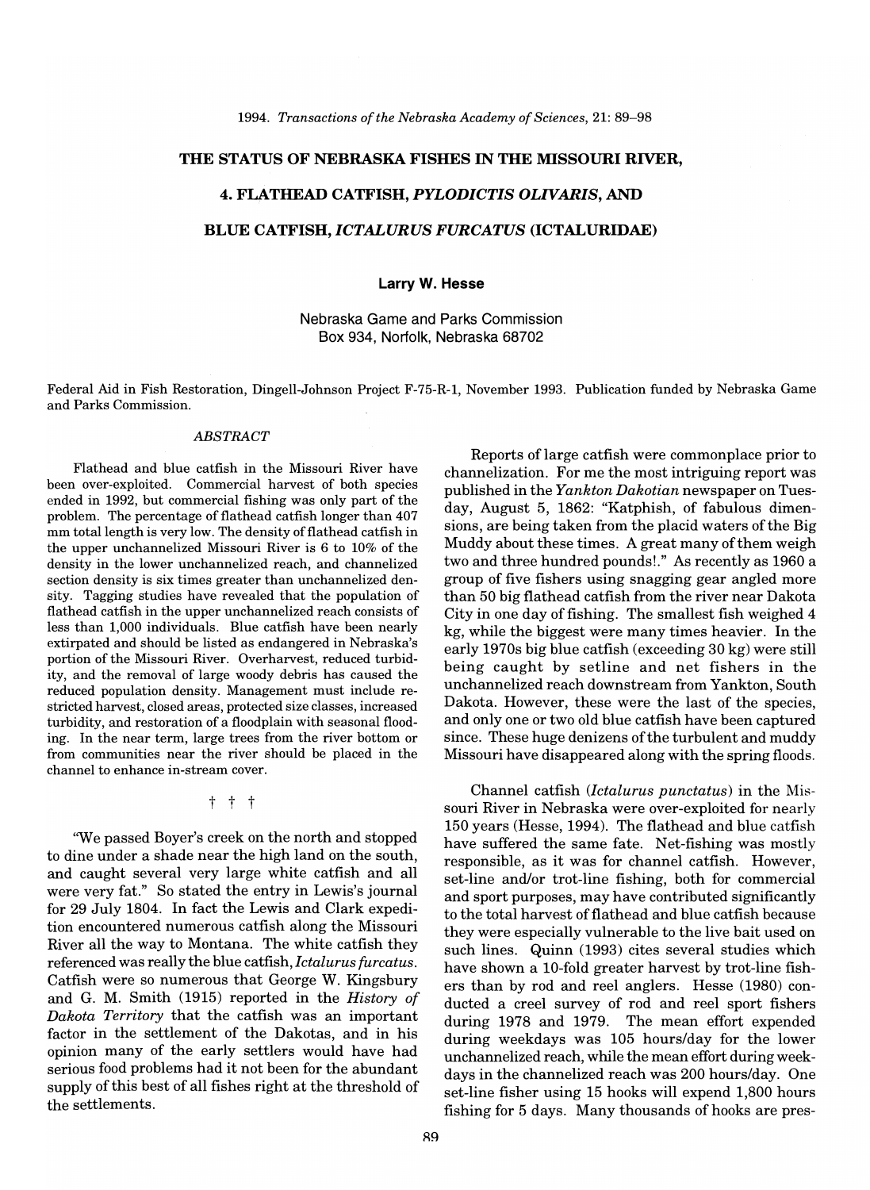# THE STATUS OF NEBRASKA FISHES IN THE MISSOURI RIVER,

# 4. FLATHEAD CATFISH, *PYLODICTIS OLIVARIS*, AND

# BLUE CATFISH, *ICTALURUS FURCATUS* (ICTALURIDAE)

**Larry W. Hesse**

Nebraska Game and Parks Commission
Box 934, Norfolk, Nebraska 68702

Federal Aid in Fish Restoration, Dingell-Johnson Project F-75-R-1, November 1993. Publication funded by Nebraska Game and Parks Commission.

*ABSTRACT*

Flathead and blue catfish in the Missouri River have been over-exploited. Commercial harvest of both species ended in 1992, but commercial fishing was only part of the problem. The percentage of flathead catfish longer than 407 mm total length is very low. The density of flathead catfish in the upper unchannelized Missouri River is 6 to 10% of the density in the lower unchannelized reach, and channelized section density is six times greater than unchannelized density. Tagging studies have revealed that the population of flathead catfish in the upper unchannelized reach consists of less than 1,000 individuals. Blue catfish have been nearly extirpated and should be listed as endangered in Nebraska's portion of the Missouri River. Overharvest, reduced turbidity, and the removal of large woody debris has caused the reduced population density. Management must include restricted harvest, closed areas, protected size classes, increased turbidity, and restoration of a floodplain with seasonal flooding. In the near term, large trees from the river bottom or from communities near the river should be placed in the channel to enhance in-stream cover.

† † †

"We passed Boyer's creek on the north and stopped to dine under a shade near the high land on the south, and caught several very large white catfish and all were very fat." So stated the entry in Lewis's journal for 29 July 1804. In fact the Lewis and Clark expedition encountered numerous catfish along the Missouri River all the way to Montana. The white catfish they referenced was really the blue catfish, *Ictalurus furcatus*. Catfish were so numerous that George W. Kingsbury and G. M. Smith (1915) reported in the *History of Dakota Territory* that the catfish was an important factor in the settlement of the Dakotas, and in his opinion many of the early settlers would have had serious food problems had it not been for the abundant supply of this best of all fishes right at the threshold of the settlements.

Reports of large catfish were commonplace prior to channelization. For me the most intriguing report was published in the *Yankton Dakotian* newspaper on Tuesday, August 5, 1862: "Katphish, of fabulous dimensions, are being taken from the placid waters of the Big Muddy about these times. A great many of them weigh two and three hundred pounds!." As recently as 1960 a group of five fishers using snagging gear angled more than 50 big flathead catfish from the river near Dakota City in one day of fishing. The smallest fish weighed 4 kg, while the biggest were many times heavier. In the early 1970s big blue catfish (exceeding 30 kg) were still being caught by setline and net fishers in the unchannelized reach downstream from Yankton, South Dakota. However, these were the last of the species, and only one or two old blue catfish have been captured since. These huge denizens of the turbulent and muddy Missouri have disappeared along with the spring floods.

Channel catfish (*Ictalurus punctatus*) in the Missouri River in Nebraska were over-exploited for nearly 150 years (Hesse, 1994). The flathead and blue catfish have suffered the same fate. Net-fishing was mostly responsible, as it was for channel catfish. However, set-line and/or trot-line fishing, both for commercial and sport purposes, may have contributed significantly to the total harvest of flathead and blue catfish because they were especially vulnerable to the live bait used on such lines. Quinn (1993) cites several studies which have shown a 10-fold greater harvest by trot-line fishers than by rod and reel anglers. Hesse (1980) conducted a creel survey of rod and reel sport fishers during 1978 and 1979. The mean effort expended during weekdays was 105 hours/day for the lower unchannelized reach, while the mean effort during weekdays in the channelized reach was 200 hours/day. One set-line fisher using 15 hooks will expend 1,800 hours fishing for 5 days. Many thousands of hooks are pres-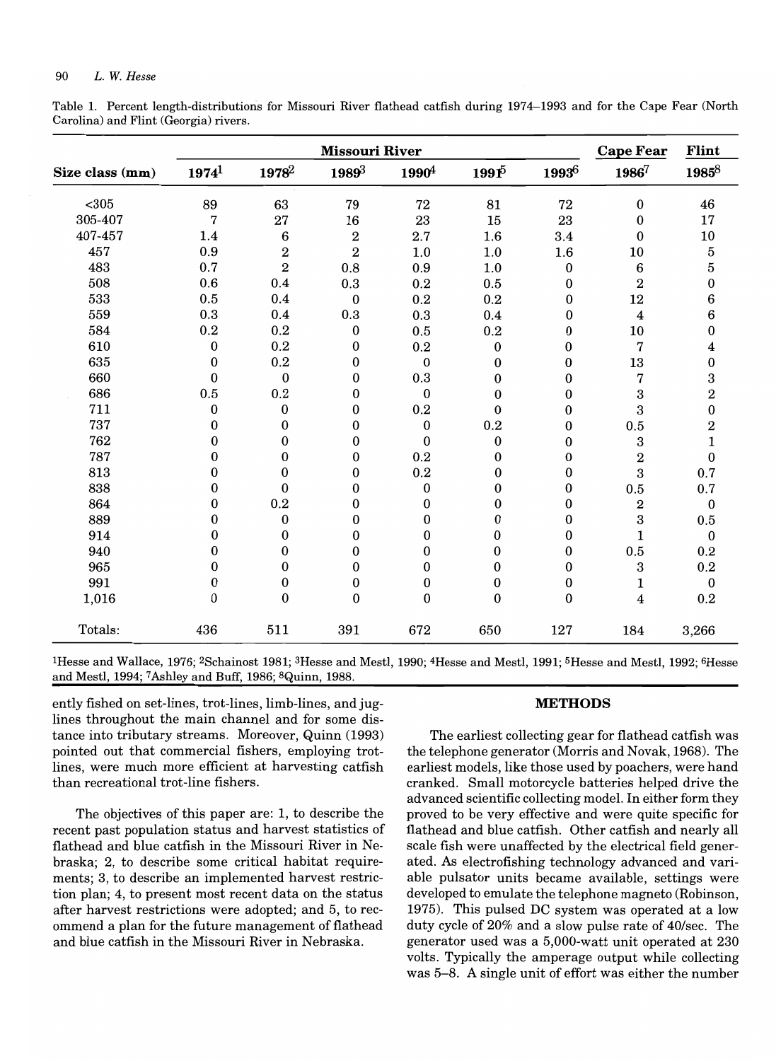Table 1. Percent length-distributions for Missouri River flathead catfish during 1974–1993 and for the Cape Fear (North Carolina) and Flint (Georgia) rivers.

| Size class (mm) | Missouri River | | | | | | Cape Fear | Flint |
|---|---|---|---|---|---|---|---|---|
| | 1974[1] | 1978[2] | 1989[3] | 1990[4] | 1991[5] | 1993[6] | 1986[7] | 1985[8] |
| <305 | 89 | 63 | 79 | 72 | 81 | 72 | 0 | 46 |
| 305-407 | 7 | 27 | 16 | 23 | 15 | 23 | 0 | 17 |
| 407-457 | 1.4 | 6 | 2 | 2.7 | 1.6 | 3.4 | 0 | 10 |
| 457 | 0.9 | 2 | 2 | 1.0 | 1.0 | 1.6 | 10 | 5 |
| 483 | 0.7 | 2 | 0.8 | 0.9 | 1.0 | 0 | 6 | 5 |
| 508 | 0.6 | 0.4 | 0.3 | 0.2 | 0.5 | 0 | 2 | 0 |
| 533 | 0.5 | 0.4 | 0 | 0.2 | 0.2 | 0 | 12 | 6 |
| 559 | 0.3 | 0.4 | 0.3 | 0.3 | 0.4 | 0 | 4 | 6 |
| 584 | 0.2 | 0.2 | 0 | 0.5 | 0.2 | 0 | 10 | 0 |
| 610 | 0 | 0.2 | 0 | 0.2 | 0 | 0 | 7 | 4 |
| 635 | 0 | 0.2 | 0 | 0 | 0 | 0 | 13 | 0 |
| 660 | 0 | 0 | 0 | 0.3 | 0 | 0 | 7 | 3 |
| 686 | 0.5 | 0.2 | 0 | 0 | 0 | 0 | 3 | 2 |
| 711 | 0 | 0 | 0 | 0.2 | 0 | 0 | 3 | 0 |
| 737 | 0 | 0 | 0 | 0 | 0.2 | 0 | 0.5 | 2 |
| 762 | 0 | 0 | 0 | 0 | 0 | 0 | 3 | 1 |
| 787 | 0 | 0 | 0 | 0.2 | 0 | 0 | 2 | 0 |
| 813 | 0 | 0 | 0 | 0.2 | 0 | 0 | 3 | 0.7 |
| 838 | 0 | 0 | 0 | 0 | 0 | 0 | 0.5 | 0.7 |
| 864 | 0 | 0.2 | 0 | 0 | 0 | 0 | 2 | 0 |
| 889 | 0 | 0 | 0 | 0 | 0 | 0 | 3 | 0.5 |
| 914 | 0 | 0 | 0 | 0 | 0 | 0 | 1 | 0 |
| 940 | 0 | 0 | 0 | 0 | 0 | 0 | 0.5 | 0.2 |
| 965 | 0 | 0 | 0 | 0 | 0 | 0 | 3 | 0.2 |
| 991 | 0 | 0 | 0 | 0 | 0 | 0 | 1 | 0 |
| 1,016 | 0 | 0 | 0 | 0 | 0 | 0 | 4 | 0.2 |
| Totals: | 436 | 511 | 391 | 672 | 650 | 127 | 184 | 3,266 |

[1]Hesse and Wallace, 1976; [2]Schainost 1981; [3]Hesse and Mestl, 1990; [4]Hesse and Mestl, 1991; [5]Hesse and Mestl, 1992; [6]Hesse and Mestl, 1994; [7]Ashley and Buff, 1986; [8]Quinn, 1988.

ently fished on set-lines, trot-lines, limb-lines, and jug-lines throughout the main channel and for some distance into tributary streams. Moreover, Quinn (1993) pointed out that commercial fishers, employing trot-lines, were much more efficient at harvesting catfish than recreational trot-line fishers.

The objectives of this paper are: 1, to describe the recent past population status and harvest statistics of flathead and blue catfish in the Missouri River in Nebraska; 2, to describe some critical habitat requirements; 3, to describe an implemented harvest restriction plan; 4, to present most recent data on the status after harvest restrictions were adopted; and 5, to recommend a plan for the future management of flathead and blue catfish in the Missouri River in Nebraska.

## METHODS

The earliest collecting gear for flathead catfish was the telephone generator (Morris and Novak, 1968). The earliest models, like those used by poachers, were hand cranked. Small motorcycle batteries helped drive the advanced scientific collecting model. In either form they proved to be very effective and were quite specific for flathead and blue catfish. Other catfish and nearly all scale fish were unaffected by the electrical field generated. As electrofishing technology advanced and variable pulsator units became available, settings were developed to emulate the telephone magneto (Robinson, 1975). This pulsed DC system was operated at a low duty cycle of 20% and a slow pulse rate of 40/sec. The generator used was a 5,000-watt unit operated at 230 volts. Typically the amperage output while collecting was 5–8. A single unit of effort was either the number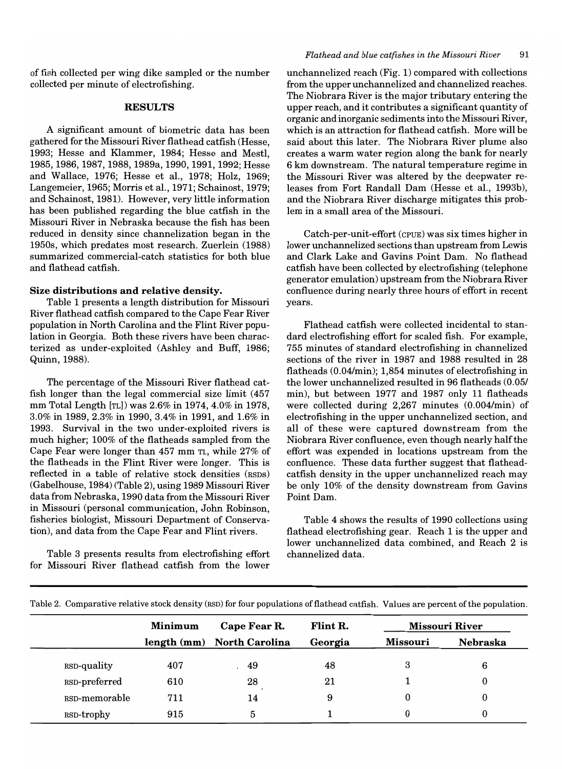of fish collected per wing dike sampled or the number collected per minute of electrofishing.

## RESULTS

A significant amount of biometric data has been gathered for the Missouri River flathead catfish (Hesse, 1993; Hesse and Klammer, 1984; Hesse and Mestl, 1985, 1986, 1987, 1988, 1989a, 1990, 1991, 1992; Hesse and Wallace, 1976; Hesse et al., 1974, 1978; Holz, 1969; Langemeier, 1965; Morris et al., 1971; Schainost, 1979; and Schainost, 1981). However, very little information has been published regarding the blue catfish in the Missouri River in Nebraska because the fish has been reduced in density since channelization began in the 1950s, which predates most research. Zuerlein (1988) summarized commercial-catch statistics for both blue and flathead catfish.

### Size distributions and relative density.

Table 1 presents a length distribution for Missouri River flathead catfish compared to the Cape Fear River population in North Carolina and the Flint River population in Georgia. Both these rivers have been characterized as under-exploited (Ashley and Buff, 1986; Quinn, 1988).

The percentage of the Missouri River flathead catfish longer than the legal commercial size limit (457 mm Total Length [TL]) was 2.6% in 1974, 4.0% in 1978, 3.0% in 1989, 2.3% in 1990, 3.4% in 1991, and 1.6% in 1993. Survival in the two under-exploited rivers is much higher; 100% of the flatheads sampled from the Cape Fear were longer than 457 mm TL, while 27% of the flatheads in the Flint River were longer. This is reflected in a table of relative stock densities (RSDs) (Gabelhouse, 1984) (Table 2), using 1989 Missouri River data from Nebraska, 1990 data from the Missouri River in Missouri (personal communication, John Robinson, fisheries biologist, Missouri Department of Conservation), and data from the Cape Fear and Flint rivers.

Table 3 presents results from electrofishing effort for Missouri River flathead catfish from the lower unchannelized reach (Fig. 1) compared with collections from the upper unchannelized and channelized reaches. The Niobrara River is the major tributary entering the upper reach, and it contributes a significant quantity of organic and inorganic sediments into the Missouri River, which is an attraction for flathead catfish. More will be said about this later. The Niobrara River plume also creates a warm water region along the bank for nearly 6 km downstream. The natural temperature regime in the Missouri River was altered by the deepwater releases from Fort Randall Dam (Hesse et al., 1993b), and the Niobrara River discharge mitigates this problem in a small area of the Missouri.

Catch-per-unit-effort (CPUE) was six times higher in lower unchannelized sections than upstream from Lewis and Clark Lake and Gavins Point Dam. No flathead catfish have been collected by electrofishing (telephone generator emulation) upstream from the Niobrara River confluence during nearly three hours of effort in recent years.

Flathead catfish were collected incidental to standard electrofishing effort for scaled fish. For example, 755 minutes of standard electrofishing in channelized sections of the river in 1987 and 1988 resulted in 28 flatheads (0.04/min); 1,854 minutes of electrofishing in the lower unchannelized resulted in 96 flatheads (0.05/min), but between 1977 and 1987 only 11 flatheads were collected during 2,267 minutes (0.004/min) of electrofishing in the upper unchannelized section, and all of these were captured downstream from the Niobrara River confluence, even though nearly half the effort was expended in locations upstream from the confluence. These data further suggest that flathead-catfish density in the upper unchannelized reach may be only 10% of the density downstream from Gavins Point Dam.

Table 4 shows the results of 1990 collections using flathead electrofishing gear. Reach 1 is the upper and lower unchannelized data combined, and Reach 2 is channelized data.

Table 2. Comparative relative stock density (RSD) for four populations of flathead catfish. Values are percent of the population.

| | Minimum length (mm) | Cape Fear R. North Carolina | Flint R. Georgia | Missouri River | |
|---|---|---|---|---|---|
| | | | | Missouri | Nebraska |
| RSD-quality | 407 | 49 | 48 | 3 | 6 |
| RSD-preferred | 610 | 28 | 21 | 1 | 0 |
| RSD-memorable | 711 | 14 | 9 | 0 | 0 |
| RSD-trophy | 915 | 5 | 1 | 0 | 0 |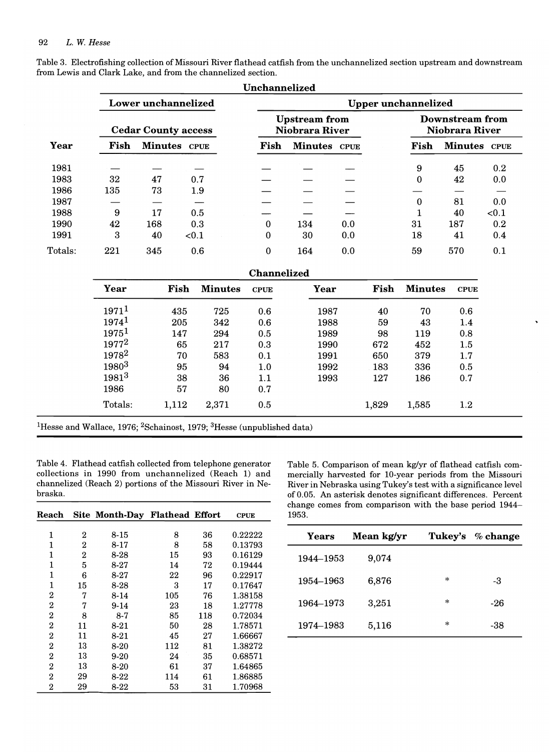Table 3. Electrofishing collection of Missouri River flathead catfish from the unchannelized section upstream and downstream from Lewis and Clark Lake, and from the channelized section.

| | Unchannelized | | | | | | | | |
|---|---|---|---|---|---|---|---|---|---|
| | Lower unchannelized | | | Upper unchannelized | | | | | |
| | Cedar County access | | | Upstream from Niobrara River | | | Downstream from Niobrara River | | |
| Year | Fish | Minutes | CPUE | Fish | Minutes | CPUE | Fish | Minutes | CPUE |
| 1981 | — | — | — | — | — | — | 9 | 45 | 0.2 |
| 1983 | 32 | 47 | 0.7 | — | — | — | 0 | 42 | 0.0 |
| 1986 | 135 | 73 | 1.9 | — | — | — | — | — | — |
| 1987 | — | — | — | — | — | — | 0 | 81 | 0.0 |
| 1988 | 9 | 17 | 0.5 | — | — | — | 1 | 40 | <0.1 |
| 1990 | 42 | 168 | 0.3 | 0 | 134 | 0.0 | 31 | 187 | 0.2 |
| 1991 | 3 | 40 | <0.1 | 0 | 30 | 0.0 | 18 | 41 | 0.4 |
| Totals: | 221 | 345 | 0.6 | 0 | 164 | 0.0 | 59 | 570 | 0.1 |

| Channelized | | | | | | | |
|---|---|---|---|---|---|---|---|
| Year | Fish | Minutes | CPUE | Year | Fish | Minutes | CPUE |
| 1971[1] | 435 | 725 | 0.6 | 1987 | 40 | 70 | 0.6 |
| 1974[1] | 205 | 342 | 0.6 | 1988 | 59 | 43 | 1.4 |
| 1975[1] | 147 | 294 | 0.5 | 1989 | 98 | 119 | 0.8 |
| 1977[2] | 65 | 217 | 0.3 | 1990 | 672 | 452 | 1.5 |
| 1978[2] | 70 | 583 | 0.1 | 1991 | 650 | 379 | 1.7 |
| 1980[3] | 95 | 94 | 1.0 | 1992 | 183 | 336 | 0.5 |
| 1981[3] | 38 | 36 | 1.1 | 1993 | 127 | 186 | 0.7 |
| 1986 | 57 | 80 | 0.7 | | | | |
| Totals: | 1,112 | 2,371 | 0.5 | | 1,829 | 1,585 | 1.2 |

[1]Hesse and Wallace, 1976; [2]Schainost, 1979; [3]Hesse (unpublished data)

Table 4. Flathead catfish collected from telephone generator collections in 1990 from unchannelized (Reach 1) and channelized (Reach 2) portions of the Missouri River in Nebraska.

| Reach | Site | Month-Day | Flathead | Effort | CPUE |
|---|---|---|---|---|---|
| 1 | 2 | 8-15 | 8 | 36 | 0.22222 |
| 1 | 2 | 8-17 | 8 | 58 | 0.13793 |
| 1 | 2 | 8-28 | 15 | 93 | 0.16129 |
| 1 | 5 | 8-27 | 14 | 72 | 0.19444 |
| 1 | 6 | 8-27 | 22 | 96 | 0.22917 |
| 1 | 15 | 8-28 | 3 | 17 | 0.17647 |
| 2 | 7 | 8-14 | 105 | 76 | 1.38158 |
| 2 | 7 | 9-14 | 23 | 18 | 1.27778 |
| 2 | 8 | 8-7 | 85 | 118 | 0.72034 |
| 2 | 11 | 8-21 | 50 | 28 | 1.78571 |
| 2 | 11 | 8-21 | 45 | 27 | 1.66667 |
| 2 | 13 | 8-20 | 112 | 81 | 1.38272 |
| 2 | 13 | 9-20 | 24 | 35 | 0.68571 |
| 2 | 13 | 8-20 | 61 | 37 | 1.64865 |
| 2 | 29 | 8-22 | 114 | 61 | 1.86885 |
| 2 | 29 | 8-22 | 53 | 31 | 1.70968 |

Table 5. Comparison of mean kg/yr of flathead catfish commercially harvested for 10-year periods from the Missouri River in Nebraska using Tukey's test with a significance level of 0.05. An asterisk denotes significant differences. Percent change comes from comparison with the base period 1944–1953.

| Years | Mean kg/yr | Tukey's | % change |
|---|---|---|---|
| 1944–1953 | 9,074 | | |
| 1954–1963 | 6,876 | * | -3 |
| 1964–1973 | 3,251 | * | -26 |
| 1974–1983 | 5,116 | * | -38 |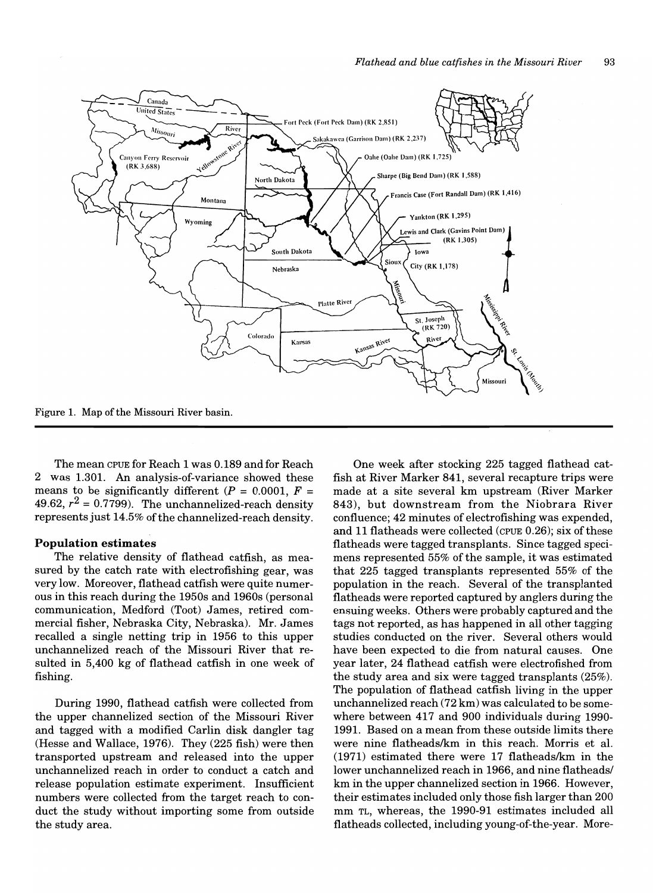Figure 1. Map of the Missouri River basin.

The mean CPUE for Reach 1 was 0.189 and for Reach 2 was 1.301. An analysis-of-variance showed these means to be significantly different ($P = 0.0001$, $F = 49.62$, $r^2 = 0.7799$). The unchannelized-reach density represents just 14.5% of the channelized-reach density.

### Population estimates

The relative density of flathead catfish, as measured by the catch rate with electrofishing gear, was very low. Moreover, flathead catfish were quite numerous in this reach during the 1950s and 1960s (personal communication, Medford (Toot) James, retired commercial fisher, Nebraska City, Nebraska). Mr. James recalled a single netting trip in 1956 to this upper unchannelized reach of the Missouri River that resulted in 5,400 kg of flathead catfish in one week of fishing.

During 1990, flathead catfish were collected from the upper channelized section of the Missouri River and tagged with a modified Carlin disk dangler tag (Hesse and Wallace, 1976). They (225 fish) were then transported upstream and released into the upper unchannelized reach in order to conduct a catch and release population estimate experiment. Insufficient numbers were collected from the target reach to conduct the study without importing some from outside the study area.

One week after stocking 225 tagged flathead catfish at River Marker 841, several recapture trips were made at a site several km upstream (River Marker 843), but downstream from the Niobrara River confluence; 42 minutes of electrofishing was expended, and 11 flatheads were collected (CPUE 0.26); six of these flatheads were tagged transplants. Since tagged specimens represented 55% of the sample, it was estimated that 225 tagged transplants represented 55% of the population in the reach. Several of the transplanted flatheads were reported captured by anglers during the ensuing weeks. Others were probably captured and the tags not reported, as has happened in all other tagging studies conducted on the river. Several others would have been expected to die from natural causes. One year later, 24 flathead catfish were electrofished from the study area and six were tagged transplants (25%). The population of flathead catfish living in the upper unchannelized reach (72 km) was calculated to be somewhere between 417 and 900 individuals during 1990-1991. Based on a mean from these outside limits there were nine flatheads/km in this reach. Morris et al. (1971) estimated there were 17 flatheads/km in the lower unchannelized reach in 1966, and nine flatheads/km in the upper channelized section in 1966. However, their estimates included only those fish larger than 200 mm TL, whereas, the 1990-91 estimates included all flatheads collected, including young-of-the-year. More-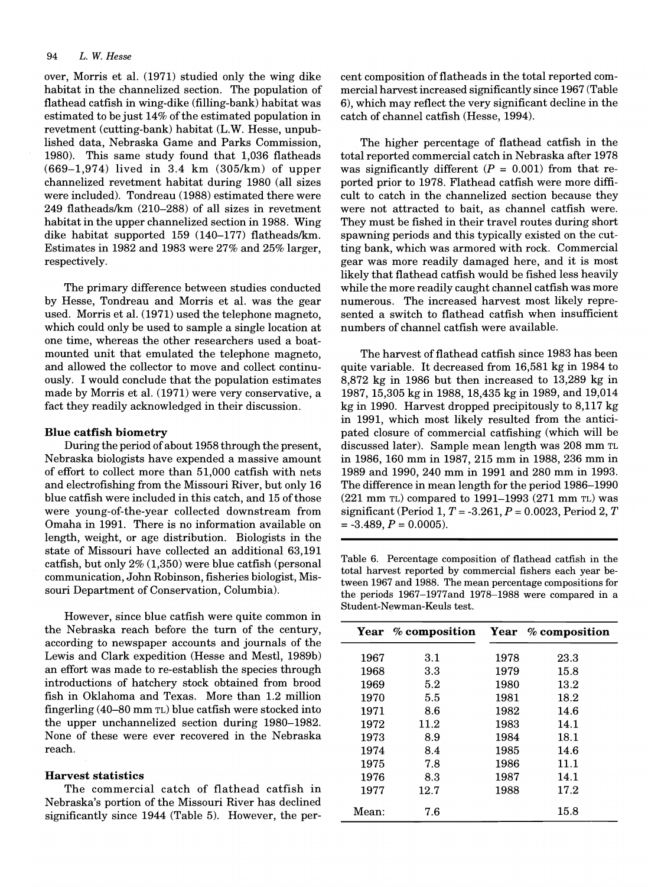over, Morris et al. (1971) studied only the wing dike habitat in the channelized section. The population of flathead catfish in wing-dike (filling-bank) habitat was estimated to be just 14% of the estimated population in revetment (cutting-bank) habitat (L.W. Hesse, unpublished data, Nebraska Game and Parks Commission, 1980). This same study found that 1,036 flatheads (669–1,974) lived in 3.4 km (305/km) of upper channelized revetment habitat during 1980 (all sizes were included). Tondreau (1988) estimated there were 249 flatheads/km (210–288) of all sizes in revetment habitat in the upper channelized section in 1988. Wing dike habitat supported 159 (140–177) flatheads/km. Estimates in 1982 and 1983 were 27% and 25% larger, respectively.

The primary difference between studies conducted by Hesse, Tondreau and Morris et al. was the gear used. Morris et al. (1971) used the telephone magneto, which could only be used to sample a single location at one time, whereas the other researchers used a boat-mounted unit that emulated the telephone magneto, and allowed the collector to move and collect continuously. I would conclude that the population estimates made by Morris et al. (1971) were very conservative, a fact they readily acknowledged in their discussion.

### Blue catfish biometry

During the period of about 1958 through the present, Nebraska biologists have expended a massive amount of effort to collect more than 51,000 catfish with nets and electrofishing from the Missouri River, but only 16 blue catfish were included in this catch, and 15 of those were young-of-the-year collected downstream from Omaha in 1991. There is no information available on length, weight, or age distribution. Biologists in the state of Missouri have collected an additional 63,191 catfish, but only 2% (1,350) were blue catfish (personal communication, John Robinson, fisheries biologist, Missouri Department of Conservation, Columbia).

However, since blue catfish were quite common in the Nebraska reach before the turn of the century, according to newspaper accounts and journals of the Lewis and Clark expedition (Hesse and Mestl, 1989b) an effort was made to re-establish the species through introductions of hatchery stock obtained from brood fish in Oklahoma and Texas. More than 1.2 million fingerling (40–80 mm TL) blue catfish were stocked into the upper unchannelized section during 1980–1982. None of these were ever recovered in the Nebraska reach.

### Harvest statistics

The commercial catch of flathead catfish in Nebraska's portion of the Missouri River has declined significantly since 1944 (Table 5). However, the percent composition of flatheads in the total reported commercial harvest increased significantly since 1967 (Table 6), which may reflect the very significant decline in the catch of channel catfish (Hesse, 1994).

The higher percentage of flathead catfish in the total reported commercial catch in Nebraska after 1978 was significantly different ($P = 0.001$) from that reported prior to 1978. Flathead catfish were more difficult to catch in the channelized section because they were not attracted to bait, as channel catfish were. They must be fished in their travel routes during short spawning periods and this typically existed on the cutting bank, which was armored with rock. Commercial gear was more readily damaged here, and it is most likely that flathead catfish would be fished less heavily while the more readily caught channel catfish was more numerous. The increased harvest most likely represented a switch to flathead catfish when insufficient numbers of channel catfish were available.

The harvest of flathead catfish since 1983 has been quite variable. It decreased from 16,581 kg in 1984 to 8,872 kg in 1986 but then increased to 13,289 kg in 1987, 15,305 kg in 1988, 18,435 kg in 1989, and 19,014 kg in 1990. Harvest dropped precipitously to 8,117 kg in 1991, which most likely resulted from the anticipated closure of commercial catfishing (which will be discussed later). Sample mean length was 208 mm TL in 1986, 160 mm in 1987, 215 mm in 1988, 236 mm in 1989 and 1990, 240 mm in 1991 and 280 mm in 1993. The difference in mean length for the period 1986–1990 (221 mm TL) compared to 1991–1993 (271 mm TL) was significant (Period 1, $T = -3.261$, $P = 0.0023$, Period 2, $T = -3.489$, $P = 0.0005$).

Table 6. Percentage composition of flathead catfish in the total harvest reported by commercial fishers each year between 1967 and 1988. The mean percentage compositions for the periods 1967–1977and 1978–1988 were compared in a Student-Newman-Keuls test.

| Year | % composition | Year | % composition |
|---|---|---|---|
| 1967 | 3.1 | 1978 | 23.3 |
| 1968 | 3.3 | 1979 | 15.8 |
| 1969 | 5.2 | 1980 | 13.2 |
| 1970 | 5.5 | 1981 | 18.2 |
| 1971 | 8.6 | 1982 | 14.6 |
| 1972 | 11.2 | 1983 | 14.1 |
| 1973 | 8.9 | 1984 | 18.1 |
| 1974 | 8.4 | 1985 | 14.6 |
| 1975 | 7.8 | 1986 | 11.1 |
| 1976 | 8.3 | 1987 | 14.1 |
| 1977 | 12.7 | 1988 | 17.2 |
| Mean: | 7.6 | | 15.8 |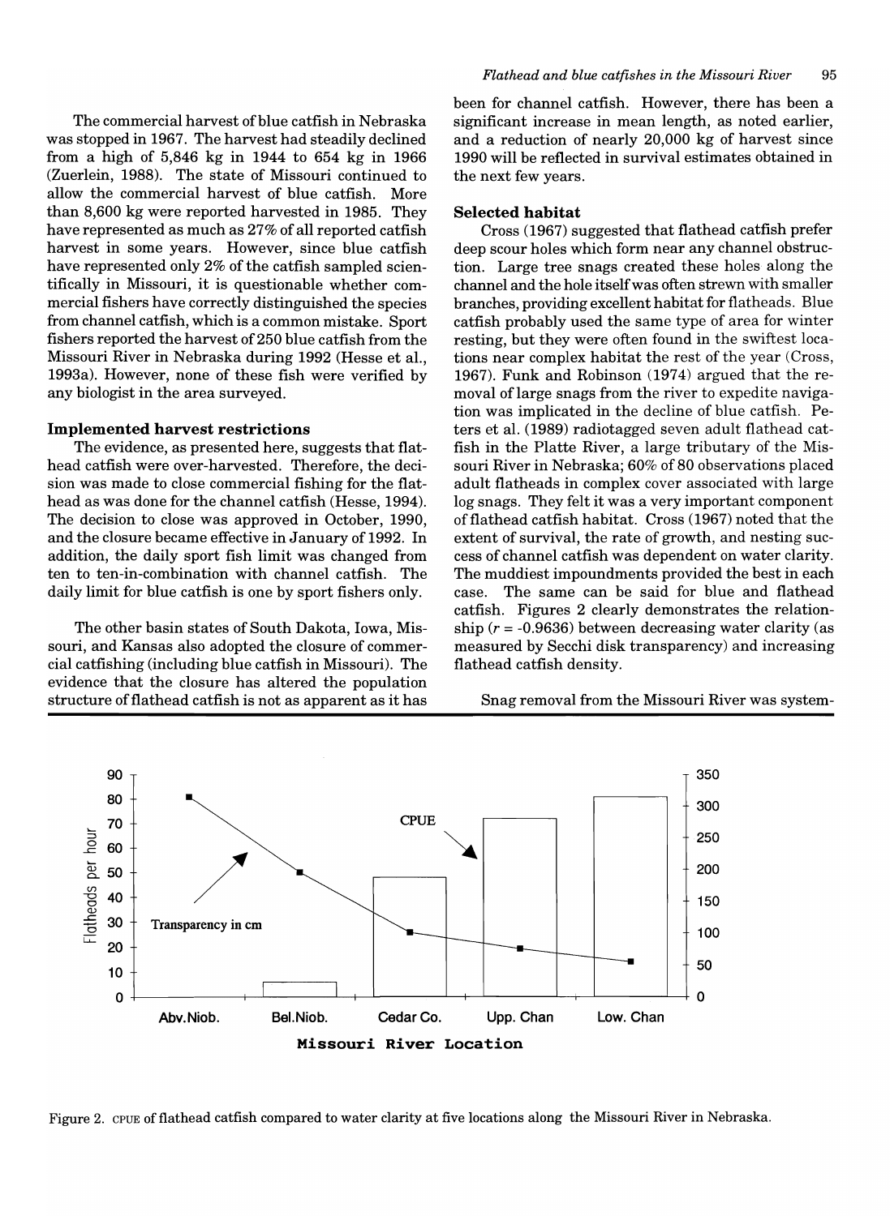The commercial harvest of blue catfish in Nebraska was stopped in 1967. The harvest had steadily declined from a high of 5,846 kg in 1944 to 654 kg in 1966 (Zuerlein, 1988). The state of Missouri continued to allow the commercial harvest of blue catfish. More than 8,600 kg were reported harvested in 1985. They have represented as much as 27% of all reported catfish harvest in some years. However, since blue catfish have represented only 2% of the catfish sampled scientifically in Missouri, it is questionable whether commercial fishers have correctly distinguished the species from channel catfish, which is a common mistake. Sport fishers reported the harvest of 250 blue catfish from the Missouri River in Nebraska during 1992 (Hesse et al., 1993a). However, none of these fish were verified by any biologist in the area surveyed.

### Implemented harvest restrictions

The evidence, as presented here, suggests that flathead catfish were over-harvested. Therefore, the decision was made to close commercial fishing for the flathead as was done for the channel catfish (Hesse, 1994). The decision to close was approved in October, 1990, and the closure became effective in January of 1992. In addition, the daily sport fish limit was changed from ten to ten-in-combination with channel catfish. The daily limit for blue catfish is one by sport fishers only.

The other basin states of South Dakota, Iowa, Missouri, and Kansas also adopted the closure of commercial catfishing (including blue catfish in Missouri). The evidence that the closure has altered the population structure of flathead catfish is not as apparent as it has been for channel catfish. However, there has been a significant increase in mean length, as noted earlier, and a reduction of nearly 20,000 kg of harvest since 1990 will be reflected in survival estimates obtained in the next few years.

### Selected habitat

Cross (1967) suggested that flathead catfish prefer deep scour holes which form near any channel obstruction. Large tree snags created these holes along the channel and the hole itself was often strewn with smaller branches, providing excellent habitat for flatheads. Blue catfish probably used the same type of area for winter resting, but they were often found in the swiftest locations near complex habitat the rest of the year (Cross, 1967). Funk and Robinson (1974) argued that the removal of large snags from the river to expedite navigation was implicated in the decline of blue catfish. Peters et al. (1989) radiotagged seven adult flathead catfish in the Platte River, a large tributary of the Missouri River in Nebraska; 60% of 80 observations placed adult flatheads in complex cover associated with large log snags. They felt it was a very important component of flathead catfish habitat. Cross (1967) noted that the extent of survival, the rate of growth, and nesting success of channel catfish was dependent on water clarity. The muddiest impoundments provided the best in each case. The same can be said for blue and flathead catfish. Figures 2 clearly demonstrates the relationship ($r$ = -0.9636) between decreasing water clarity (as measured by Secchi disk transparency) and increasing flathead catfish density.

Snag removal from the Missouri River was system-

Figure 2. CPUE of flathead catfish compared to water clarity at five locations along the Missouri River in Nebraska.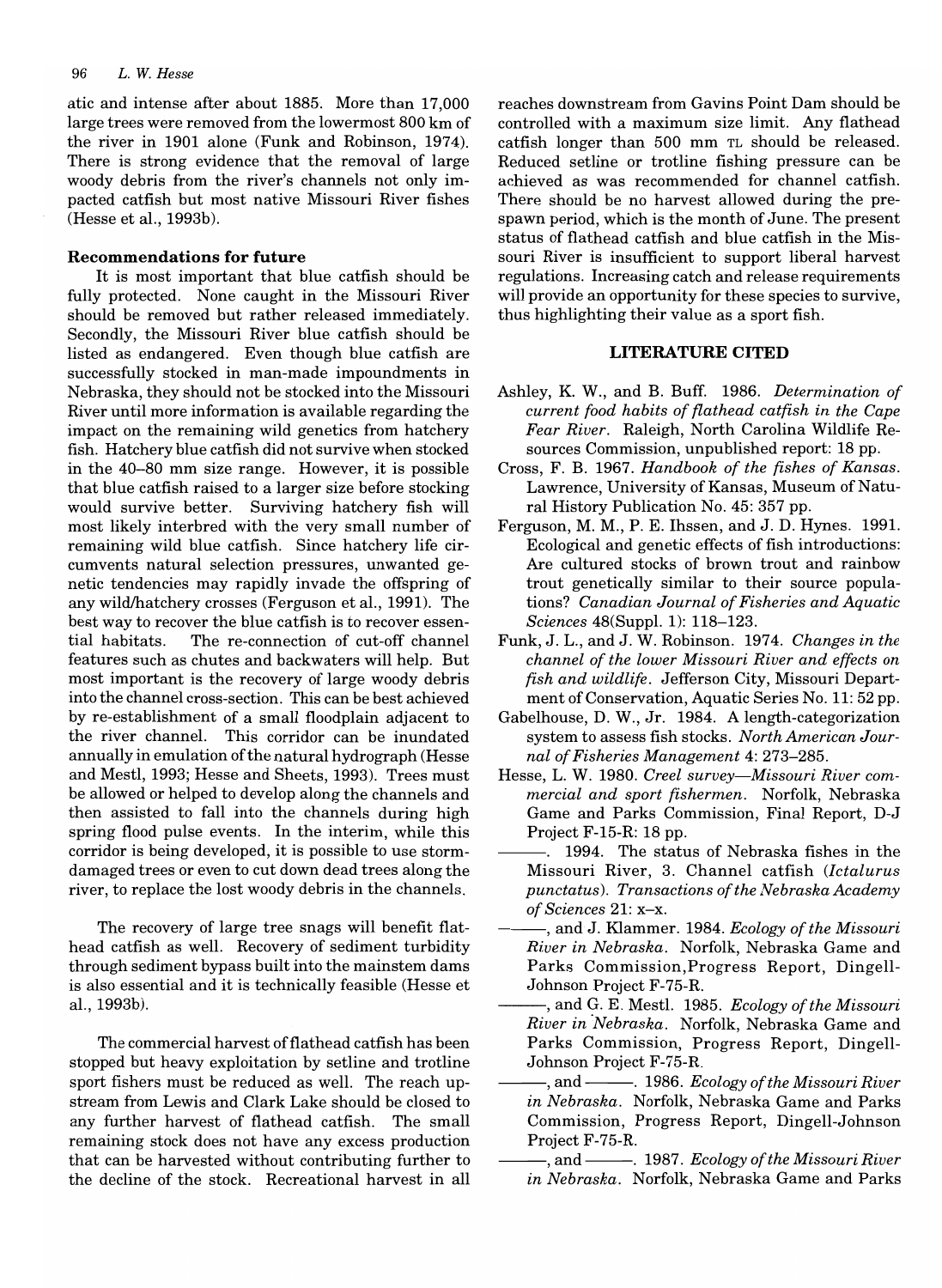atic and intense after about 1885. More than 17,000 large trees were removed from the lowermost 800 km of the river in 1901 alone (Funk and Robinson, 1974). There is strong evidence that the removal of large woody debris from the river's channels not only impacted catfish but most native Missouri River fishes (Hesse et al., 1993b).

### Recommendations for future

It is most important that blue catfish should be fully protected. None caught in the Missouri River should be removed but rather released immediately. Secondly, the Missouri River blue catfish should be listed as endangered. Even though blue catfish are successfully stocked in man-made impoundments in Nebraska, they should not be stocked into the Missouri River until more information is available regarding the impact on the remaining wild genetics from hatchery fish. Hatchery blue catfish did not survive when stocked in the 40–80 mm size range. However, it is possible that blue catfish raised to a larger size before stocking would survive better. Surviving hatchery fish will most likely interbred with the very small number of remaining wild blue catfish. Since hatchery life circumvents natural selection pressures, unwanted genetic tendencies may rapidly invade the offspring of any wild/hatchery crosses (Ferguson et al., 1991). The best way to recover the blue catfish is to recover essential habitats. The re-connection of cut-off channel features such as chutes and backwaters will help. But most important is the recovery of large woody debris into the channel cross-section. This can be best achieved by re-establishment of a small floodplain adjacent to the river channel. This corridor can be inundated annually in emulation of the natural hydrograph (Hesse and Mestl, 1993; Hesse and Sheets, 1993). Trees must be allowed or helped to develop along the channels and then assisted to fall into the channels during high spring flood pulse events. In the interim, while this corridor is being developed, it is possible to use storm-damaged trees or even to cut down dead trees along the river, to replace the lost woody debris in the channels.

The recovery of large tree snags will benefit flathead catfish as well. Recovery of sediment turbidity through sediment bypass built into the mainstem dams is also essential and it is technically feasible (Hesse et al., 1993b).

The commercial harvest of flathead catfish has been stopped but heavy exploitation by setline and trotline sport fishers must be reduced as well. The reach upstream from Lewis and Clark Lake should be closed to any further harvest of flathead catfish. The small remaining stock does not have any excess production that can be harvested without contributing further to the decline of the stock. Recreational harvest in all reaches downstream from Gavins Point Dam should be controlled with a maximum size limit. Any flathead catfish longer than 500 mm TL should be released. Reduced setline or trotline fishing pressure can be achieved as was recommended for channel catfish. There should be no harvest allowed during the pre-spawn period, which is the month of June. The present status of flathead catfish and blue catfish in the Missouri River is insufficient to support liberal harvest regulations. Increasing catch and release requirements will provide an opportunity for these species to survive, thus highlighting their value as a sport fish.

## LITERATURE CITED

Ashley, K. W., and B. Buff. 1986. *Determination of current food habits of flathead catfish in the Cape Fear River*. Raleigh, North Carolina Wildlife Resources Commission, unpublished report: 18 pp.

Cross, F. B. 1967. *Handbook of the fishes of Kansas*. Lawrence, University of Kansas, Museum of Natural History Publication No. 45: 357 pp.

Ferguson, M. M., P. E. Ihssen, and J. D. Hynes. 1991. Ecological and genetic effects of fish introductions: Are cultured stocks of brown trout and rainbow trout genetically similar to their source populations? *Canadian Journal of Fisheries and Aquatic Sciences* 48(Suppl. 1): 118–123.

Funk, J. L., and J. W. Robinson. 1974. *Changes in the channel of the lower Missouri River and effects on fish and wildlife*. Jefferson City, Missouri Department of Conservation, Aquatic Series No. 11: 52 pp.

Gabelhouse, D. W., Jr. 1984. A length-categorization system to assess fish stocks. *North American Journal of Fisheries Management* 4: 273–285.

Hesse, L. W. 1980. *Creel survey—Missouri River commercial and sport fishermen*. Norfolk, Nebraska Game and Parks Commission, Final Report, D-J Project F-15-R: 18 pp.

———. 1994. The status of Nebraska fishes in the Missouri River, 3. Channel catfish (*Ictalurus punctatus*). *Transactions of the Nebraska Academy of Sciences* 21: x–x.

———, and J. Klammer. 1984. *Ecology of the Missouri River in Nebraska*. Norfolk, Nebraska Game and Parks Commission,Progress Report, Dingell-Johnson Project F-75-R.

———, and G. E. Mestl. 1985. *Ecology of the Missouri River in Nebraska*. Norfolk, Nebraska Game and Parks Commission, Progress Report, Dingell-Johnson Project F-75-R.

———, and ———. 1986. *Ecology of the Missouri River in Nebraska*. Norfolk, Nebraska Game and Parks Commission, Progress Report, Dingell-Johnson Project F-75-R.

———, and ———. 1987. *Ecology of the Missouri River in Nebraska*. Norfolk, Nebraska Game and Parks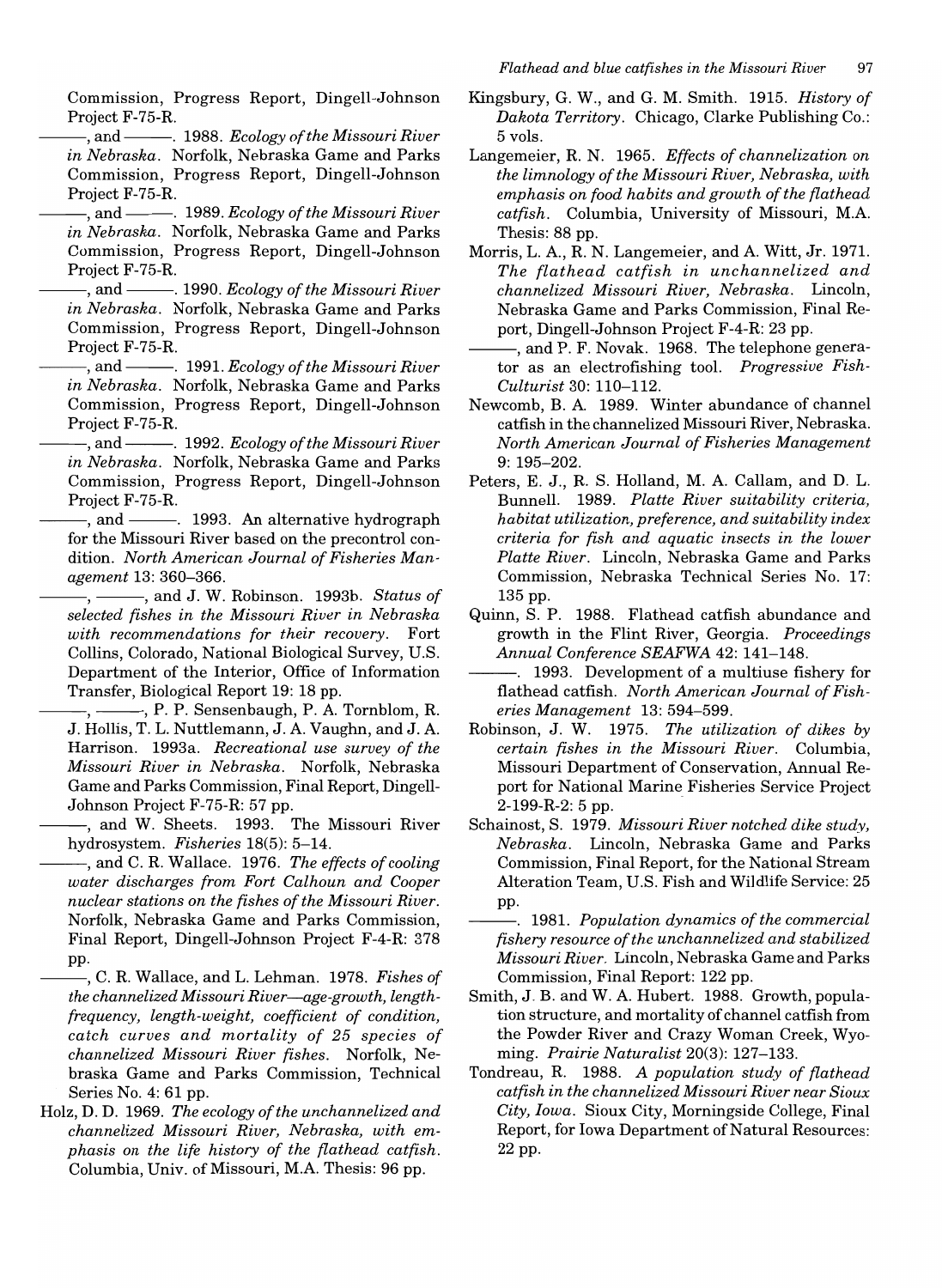Commission, Progress Report, Dingell-Johnson Project F-75-R.

———, and ———. 1988. *Ecology of the Missouri River in Nebraska*. Norfolk, Nebraska Game and Parks Commission, Progress Report, Dingell-Johnson Project F-75-R.

———, and ———. 1989. *Ecology of the Missouri River in Nebraska*. Norfolk, Nebraska Game and Parks Commission, Progress Report, Dingell-Johnson Project F-75-R.

———, and ———. 1990. *Ecology of the Missouri River in Nebraska*. Norfolk, Nebraska Game and Parks Commission, Progress Report, Dingell-Johnson Project F-75-R.

———, and ———. 1991. *Ecology of the Missouri River in Nebraska*. Norfolk, Nebraska Game and Parks Commission, Progress Report, Dingell-Johnson Project F-75-R.

———, and ———. 1992. *Ecology of the Missouri River in Nebraska*. Norfolk, Nebraska Game and Parks Commission, Progress Report, Dingell-Johnson Project F-75-R.

———, and ———. 1993. An alternative hydrograph for the Missouri River based on the precontrol condition. *North American Journal of Fisheries Management* 13: 360–366.

———, ———, and J. W. Robinson. 1993b. *Status of selected fishes in the Missouri River in Nebraska with recommendations for their recovery*. Fort Collins, Colorado, National Biological Survey, U.S. Department of the Interior, Office of Information Transfer, Biological Report 19: 18 pp.

———, ———, P. P. Sensenbaugh, P. A. Tornblom, R. J. Hollis, T. L. Nuttlemann, J. A. Vaughn, and J. A. Harrison. 1993a. *Recreational use survey of the Missouri River in Nebraska*. Norfolk, Nebraska Game and Parks Commission, Final Report, Dingell-Johnson Project F-75-R: 57 pp.

———, and W. Sheets. 1993. The Missouri River hydrosystem. *Fisheries* 18(5): 5–14.

———, and C. R. Wallace. 1976. *The effects of cooling water discharges from Fort Calhoun and Cooper nuclear stations on the fishes of the Missouri River*. Norfolk, Nebraska Game and Parks Commission, Final Report, Dingell-Johnson Project F-4-R: 378 pp.

———, C. R. Wallace, and L. Lehman. 1978. *Fishes of the channelized Missouri River—age-growth, length-frequency, length-weight, coefficient of condition, catch curves and mortality of 25 species of channelized Missouri River fishes*. Norfolk, Nebraska Game and Parks Commission, Technical Series No. 4: 61 pp.

Holz, D. D. 1969. *The ecology of the unchannelized and channelized Missouri River, Nebraska, with emphasis on the life history of the flathead catfish*. Columbia, Univ. of Missouri, M.A. Thesis: 96 pp.

Kingsbury, G. W., and G. M. Smith. 1915. *History of Dakota Territory*. Chicago, Clarke Publishing Co.: 5 vols.

Langemeier, R. N. 1965. *Effects of channelization on the limnology of the Missouri River, Nebraska, with emphasis on food habits and growth of the flathead catfish*. Columbia, University of Missouri, M.A. Thesis: 88 pp.

Morris, L. A., R. N. Langemeier, and A. Witt, Jr. 1971. *The flathead catfish in unchannelized and channelized Missouri River, Nebraska*. Lincoln, Nebraska Game and Parks Commission, Final Report, Dingell-Johnson Project F-4-R: 23 pp.

———, and P. F. Novak. 1968. The telephone generator as an electrofishing tool. *Progressive Fish-Culturist* 30: 110–112.

Newcomb, B. A. 1989. Winter abundance of channel catfish in the channelized Missouri River, Nebraska. *North American Journal of Fisheries Management* 9: 195–202.

Peters, E. J., R. S. Holland, M. A. Callam, and D. L. Bunnell. 1989. *Platte River suitability criteria, habitat utilization, preference, and suitability index criteria for fish and aquatic insects in the lower Platte River*. Lincoln, Nebraska Game and Parks Commission, Nebraska Technical Series No. 17: 135 pp.

Quinn, S. P. 1988. Flathead catfish abundance and growth in the Flint River, Georgia. *Proceedings Annual Conference SEAFWA* 42: 141–148.

———. 1993. Development of a multiuse fishery for flathead catfish. *North American Journal of Fisheries Management* 13: 594–599.

Robinson, J. W. 1975. *The utilization of dikes by certain fishes in the Missouri River*. Columbia, Missouri Department of Conservation, Annual Report for National Marine Fisheries Service Project 2-199-R-2: 5 pp.

Schainost, S. 1979. *Missouri River notched dike study, Nebraska*. Lincoln, Nebraska Game and Parks Commission, Final Report, for the National Stream Alteration Team, U.S. Fish and Wildlife Service: 25 pp.

———. 1981. *Population dynamics of the commercial fishery resource of the unchannelized and stabilized Missouri River*. Lincoln, Nebraska Game and Parks Commission, Final Report: 122 pp.

Smith, J. B. and W. A. Hubert. 1988. Growth, population structure, and mortality of channel catfish from the Powder River and Crazy Woman Creek, Wyoming. *Prairie Naturalist* 20(3): 127–133.

Tondreau, R. 1988. *A population study of flathead catfish in the channelized Missouri River near Sioux City, Iowa*. Sioux City, Morningside College, Final Report, for Iowa Department of Natural Resources: 22 pp.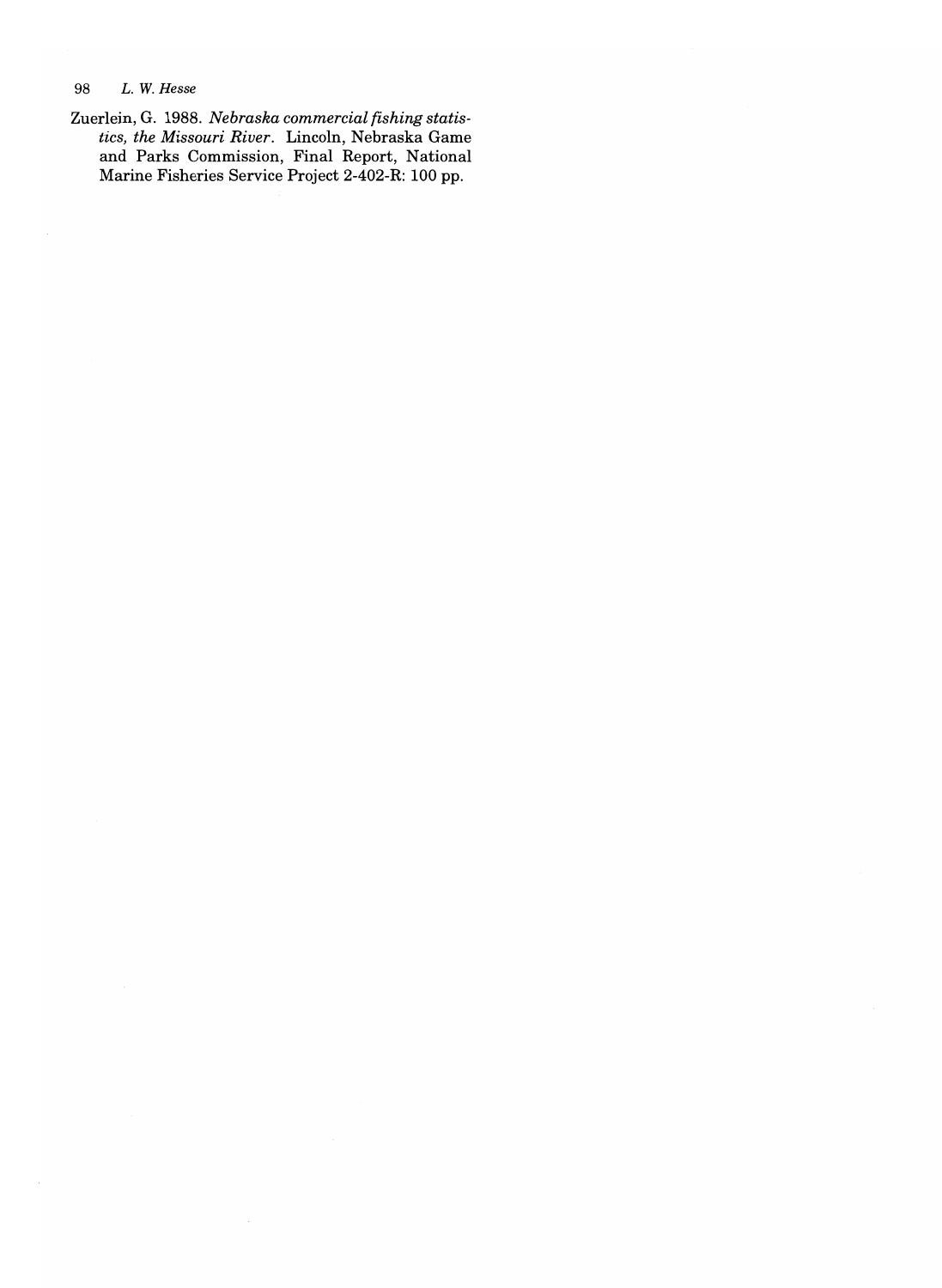Zuerlein, G. 1988. *Nebraska commercial fishing statistics, the Missouri River*. Lincoln, Nebraska Game and Parks Commission, Final Report, National Marine Fisheries Service Project 2-402-R: 100 pp.